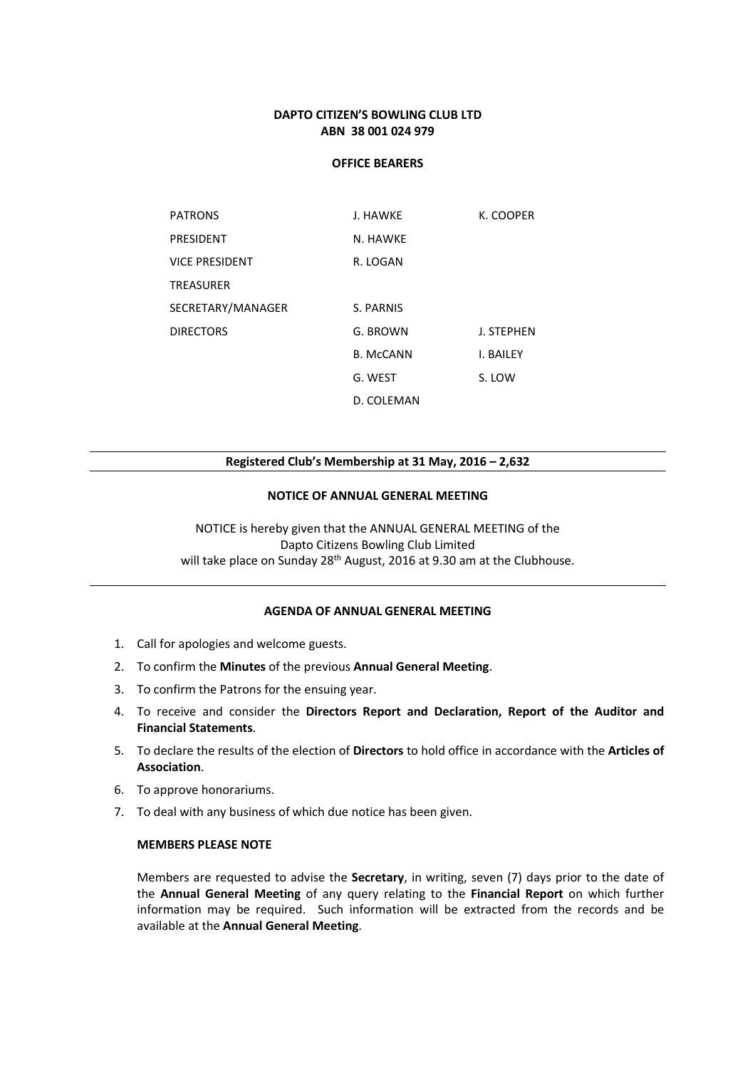# DAPTO CITIZEN'S BOWLING CLUB LTD
## ABN 38 001 024 979

### OFFICE BEARERS

| | | |
|---|---|---|
| PATRONS | J. HAWKE | K. COOPER |
| PRESIDENT | N. HAWKE | |
| VICE PRESIDENT | R. LOGAN | |
| TREASURER | | |
| SECRETARY/MANAGER | S. PARNIS | |
| DIRECTORS | G. BROWN | J. STEPHEN |
| | B. McCANN | I. BAILEY |
| | G. WEST | S. LOW |
| | D. COLEMAN | |

---

**Registered Club's Membership at 31 May, 2016 – 2,632**

---

### NOTICE OF ANNUAL GENERAL MEETING

NOTICE is hereby given that the ANNUAL GENERAL MEETING of the Dapto Citizens Bowling Club Limited will take place on Sunday 28th August, 2016 at 9.30 am at the Clubhouse.

---

### AGENDA OF ANNUAL GENERAL MEETING

1. Call for apologies and welcome guests.
2. To confirm the **Minutes** of the previous **Annual General Meeting**.
3. To confirm the Patrons for the ensuing year.
4. To receive and consider the **Directors Report and Declaration, Report of the Auditor and Financial Statements**.
5. To declare the results of the election of **Directors** to hold office in accordance with the **Articles of Association**.
6. To approve honorariums.
7. To deal with any business of which due notice has been given.

**MEMBERS PLEASE NOTE**

Members are requested to advise the **Secretary**, in writing, seven (7) days prior to the date of the **Annual General Meeting** of any query relating to the **Financial Report** on which further information may be required. Such information will be extracted from the records and be available at the **Annual General Meeting**.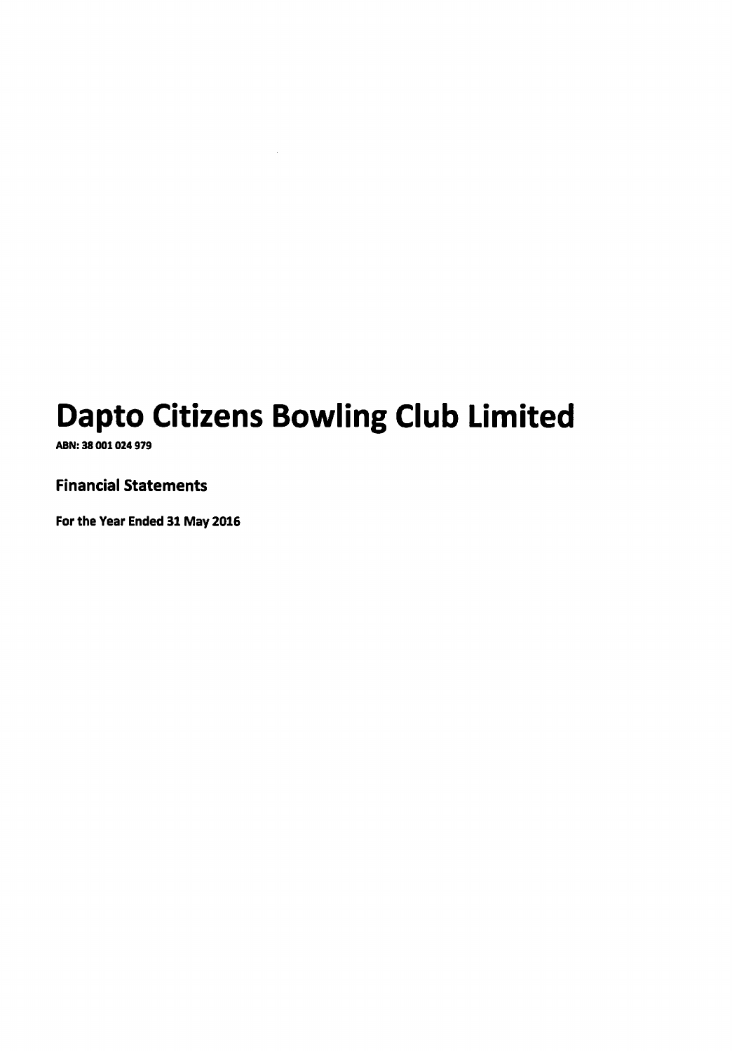# Dapto Citizens Bowling Club Limited

**ABN: 38 001 024 979**

## Financial Statements

**For the Year Ended 31 May 2016**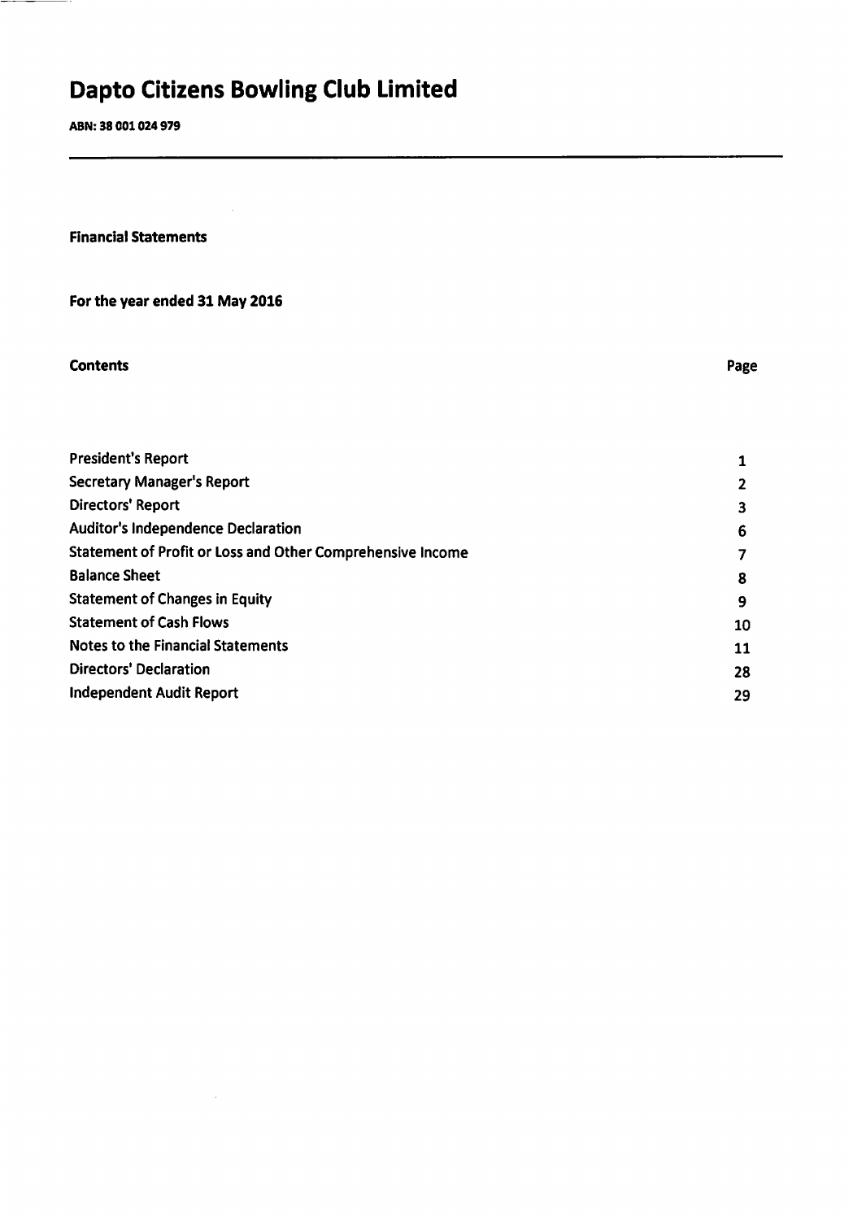# Dapto Citizens Bowling Club Limited

**ABN: 38 001 024 979**

**Financial Statements**

**For the year ended 31 May 2016**

| **Contents** | **Page** |
| --- | --- |
| President's Report | 1 |
| Secretary Manager's Report | 2 |
| Directors' Report | 3 |
| Auditor's Independence Declaration | 6 |
| Statement of Profit or Loss and Other Comprehensive Income | 7 |
| Balance Sheet | 8 |
| Statement of Changes in Equity | 9 |
| Statement of Cash Flows | 10 |
| Notes to the Financial Statements | 11 |
| Directors' Declaration | 28 |
| Independent Audit Report | 29 |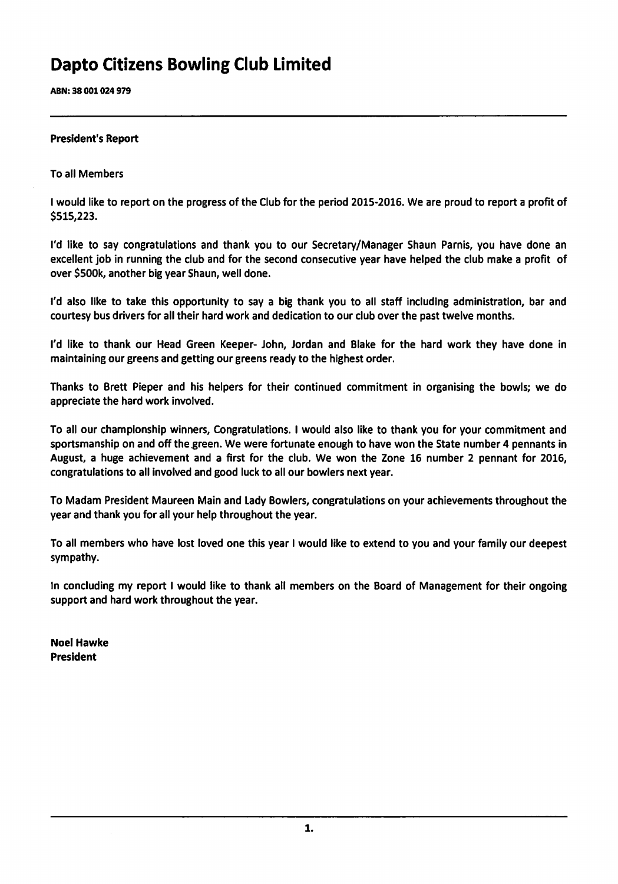# Dapto Citizens Bowling Club Limited

**ABN: 38 001 024 979**

---

**President's Report**

To all Members

I would like to report on the progress of the Club for the period 2015-2016. We are proud to report a profit of $515,223.

I'd like to say congratulations and thank you to our Secretary/Manager Shaun Parnis, you have done an excellent job in running the club and for the second consecutive year have helped the club make a profit of over $500k, another big year Shaun, well done.

I'd also like to take this opportunity to say a big thank you to all staff including administration, bar and courtesy bus drivers for all their hard work and dedication to our club over the past twelve months.

I'd like to thank our Head Green Keeper- John, Jordan and Blake for the hard work they have done in maintaining our greens and getting our greens ready to the highest order.

Thanks to Brett Pieper and his helpers for their continued commitment in organising the bowls; we do appreciate the hard work involved.

To all our championship winners, Congratulations. I would also like to thank you for your commitment and sportsmanship on and off the green. We were fortunate enough to have won the State number 4 pennants in August, a huge achievement and a first for the club. We won the Zone 16 number 2 pennant for 2016, congratulations to all involved and good luck to all our bowlers next year.

To Madam President Maureen Main and Lady Bowlers, congratulations on your achievements throughout the year and thank you for all your help throughout the year.

To all members who have lost loved one this year I would like to extend to you and your family our deepest sympathy.

In concluding my report I would like to thank all members on the Board of Management for their ongoing support and hard work throughout the year.

**Noel Hawke**
**President**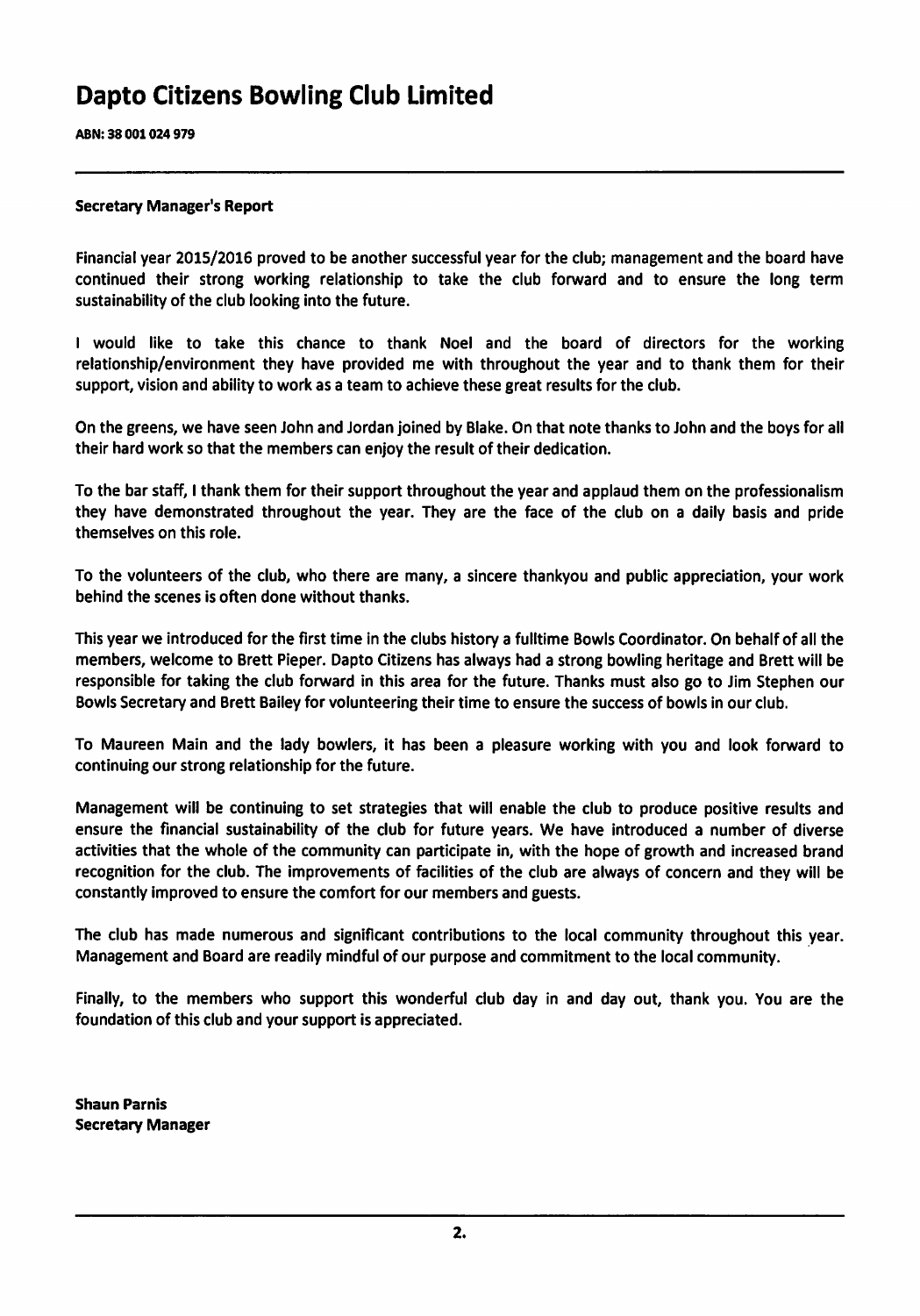# Dapto Citizens Bowling Club Limited

**ABN: 38 001 024 979**

**Secretary Manager's Report**

Financial year 2015/2016 proved to be another successful year for the club; management and the board have continued their strong working relationship to take the club forward and to ensure the long term sustainability of the club looking into the future.

I would like to take this chance to thank Noel and the board of directors for the working relationship/environment they have provided me with throughout the year and to thank them for their support, vision and ability to work as a team to achieve these great results for the club.

On the greens, we have seen John and Jordan joined by Blake. On that note thanks to John and the boys for all their hard work so that the members can enjoy the result of their dedication.

To the bar staff, I thank them for their support throughout the year and applaud them on the professionalism they have demonstrated throughout the year. They are the face of the club on a daily basis and pride themselves on this role.

To the volunteers of the club, who there are many, a sincere thankyou and public appreciation, your work behind the scenes is often done without thanks.

This year we introduced for the first time in the clubs history a fulltime Bowls Coordinator. On behalf of all the members, welcome to Brett Pieper. Dapto Citizens has always had a strong bowling heritage and Brett will be responsible for taking the club forward in this area for the future. Thanks must also go to Jim Stephen our Bowls Secretary and Brett Bailey for volunteering their time to ensure the success of bowls in our club.

To Maureen Main and the lady bowlers, it has been a pleasure working with you and look forward to continuing our strong relationship for the future.

Management will be continuing to set strategies that will enable the club to produce positive results and ensure the financial sustainability of the club for future years. We have introduced a number of diverse activities that the whole of the community can participate in, with the hope of growth and increased brand recognition for the club. The improvements of facilities of the club are always of concern and they will be constantly improved to ensure the comfort for our members and guests.

The club has made numerous and significant contributions to the local community throughout this year. Management and Board are readily mindful of our purpose and commitment to the local community.

Finally, to the members who support this wonderful club day in and day out, thank you. You are the foundation of this club and your support is appreciated.

**Shaun Parnis**
**Secretary Manager**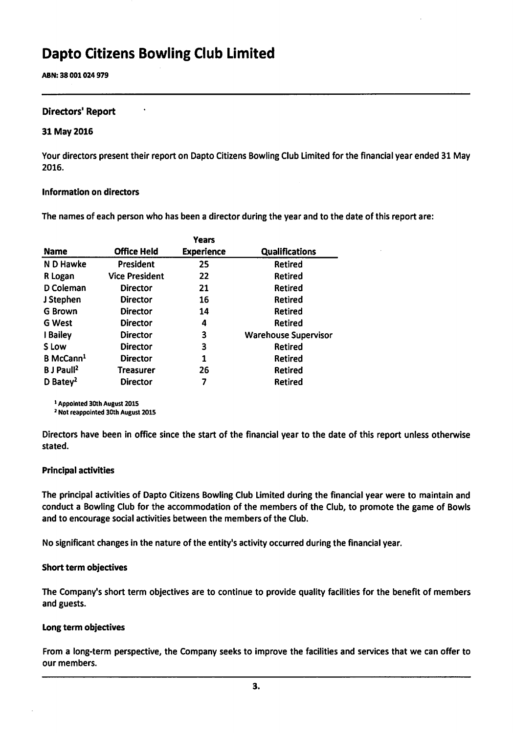# Dapto Citizens Bowling Club Limited

**ABN: 38 001 024 979**

## Directors' Report

**31 May 2016**

Your directors present their report on Dapto Citizens Bowling Club Limited for the financial year ended 31 May 2016.

### Information on directors

The names of each person who has been a director during the year and to the date of this report are:

| Name | Office Held | Years Experience | Qualifications |
|---|---|---|---|
| N D Hawke | President | 25 | Retired |
| R Logan | Vice President | 22 | Retired |
| D Coleman | Director | 21 | Retired |
| J Stephen | Director | 16 | Retired |
| G Brown | Director | 14 | Retired |
| G West | Director | 4 | Retired |
| I Bailey | Director | 3 | Warehouse Supervisor |
| S Low | Director | 3 | Retired |
| B McCann[1] | Director | 1 | Retired |
| B J Paull[2] | Treasurer | 26 | Retired |
| D Batey[2] | Director | 7 | Retired |

[1] Appointed 30th August 2015
[2] Not reappointed 30th August 2015

Directors have been in office since the start of the financial year to the date of this report unless otherwise stated.

### Principal activities

The principal activities of Dapto Citizens Bowling Club Limited during the financial year were to maintain and conduct a Bowling Club for the accommodation of the members of the Club, to promote the game of Bowls and to encourage social activities between the members of the Club.

No significant changes in the nature of the entity's activity occurred during the financial year.

### Short term objectives

The Company's short term objectives are to continue to provide quality facilities for the benefit of members and guests.

### Long term objectives

From a long-term perspective, the Company seeks to improve the facilities and services that we can offer to our members.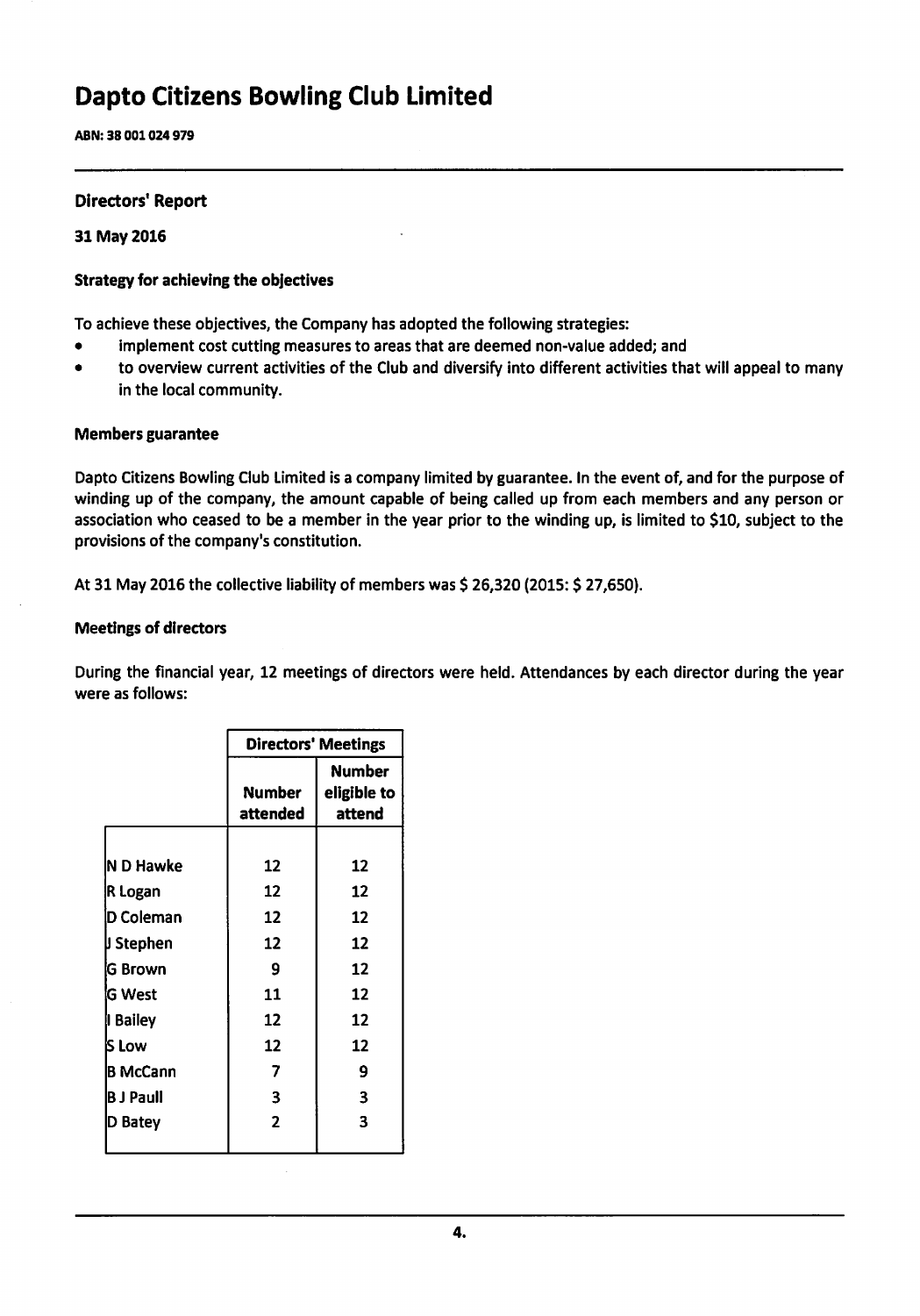# Dapto Citizens Bowling Club Limited

**ABN: 38 001 024 979**

## Directors' Report

**31 May 2016**

### Strategy for achieving the objectives

To achieve these objectives, the Company has adopted the following strategies:

- implement cost cutting measures to areas that are deemed non-value added; and
- to overview current activities of the Club and diversify into different activities that will appeal to many in the local community.

### Members guarantee

Dapto Citizens Bowling Club Limited is a company limited by guarantee. In the event of, and for the purpose of winding up of the company, the amount capable of being called up from each members and any person or association who ceased to be a member in the year prior to the winding up, is limited to $10, subject to the provisions of the company's constitution.

At 31 May 2016 the collective liability of members was $ 26,320 (2015: $ 27,650).

### Meetings of directors

During the financial year, 12 meetings of directors were held. Attendances by each director during the year were as follows:

| | Directors' Meetings | |
|---|---|---|
| | Number attended | Number eligible to attend |
| N D Hawke | 12 | 12 |
| R Logan | 12 | 12 |
| D Coleman | 12 | 12 |
| J Stephen | 12 | 12 |
| G Brown | 9 | 12 |
| G West | 11 | 12 |
| I Bailey | 12 | 12 |
| S Low | 12 | 12 |
| B McCann | 7 | 9 |
| B J Paull | 3 | 3 |
| D Batey | 2 | 3 |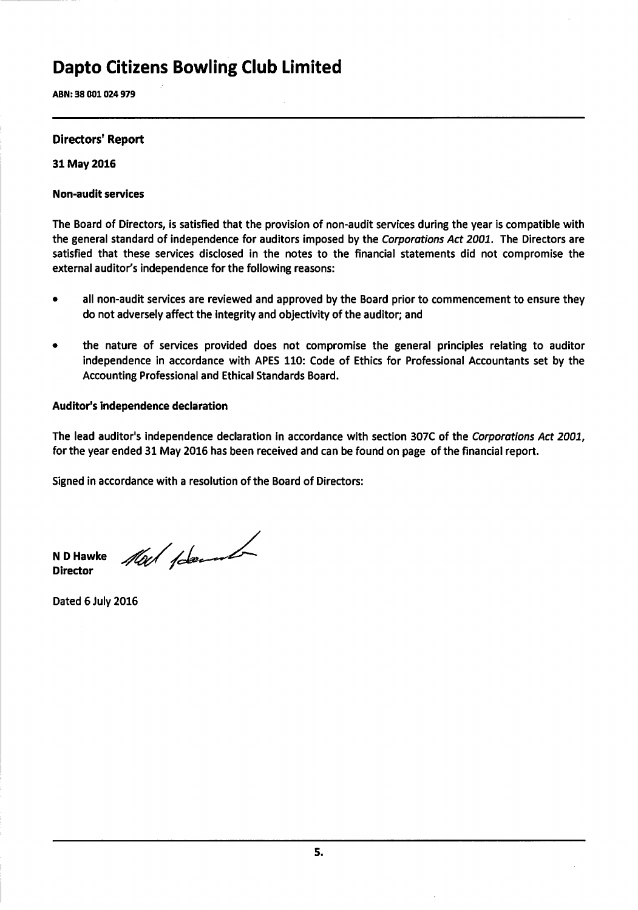# Dapto Citizens Bowling Club Limited

**ABN: 38 001 024 979**

## Directors' Report

**31 May 2016**

### Non-audit services

The Board of Directors, is satisfied that the provision of non-audit services during the year is compatible with the general standard of independence for auditors imposed by the *Corporations Act 2001*. The Directors are satisfied that these services disclosed in the notes to the financial statements did not compromise the external auditor's independence for the following reasons:

- all non-audit services are reviewed and approved by the Board prior to commencement to ensure they do not adversely affect the integrity and objectivity of the auditor; and
- the nature of services provided does not compromise the general principles relating to auditor independence in accordance with APES 110: Code of Ethics for Professional Accountants set by the Accounting Professional and Ethical Standards Board.

### Auditor's independence declaration

The lead auditor's independence declaration in accordance with section 307C of the *Corporations Act 2001*, for the year ended 31 May 2016 has been received and can be found on page of the financial report.

Signed in accordance with a resolution of the Board of Directors:

**N D Hawke**
**Director**

Dated 6 July 2016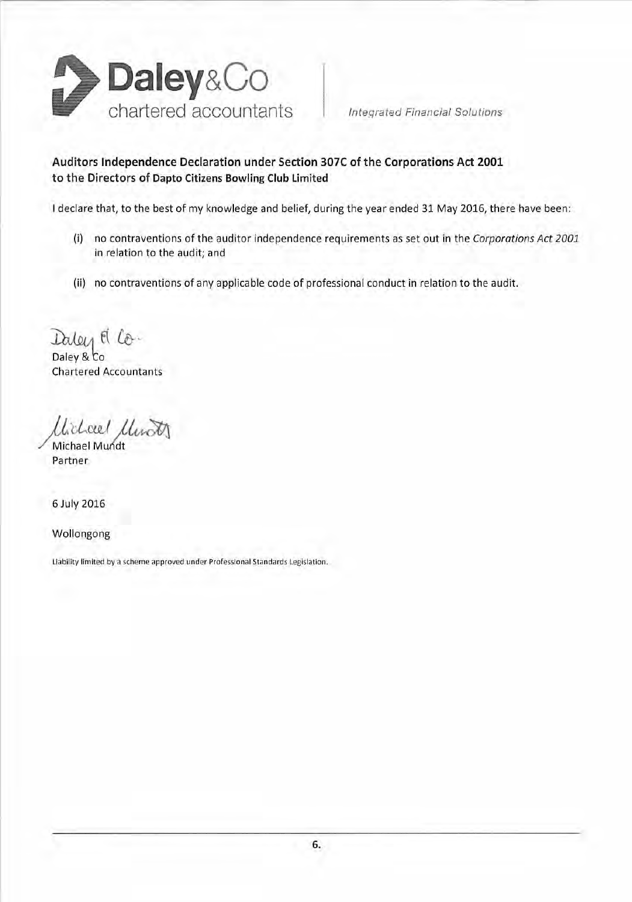**Daley**&Co
chartered accountants

*Integrated Financial Solutions*

**Auditors Independence Declaration under Section 307C of the Corporations Act 2001 to the Directors of Dapto Citizens Bowling Club Limited**

I declare that, to the best of my knowledge and belief, during the year ended 31 May 2016, there have been:

(i) no contraventions of the auditor independence requirements as set out in the *Corporations Act 2001* in relation to the audit; and

(ii) no contraventions of any applicable code of professional conduct in relation to the audit.

Daley & Co
Chartered Accountants

Michael Mundt
Partner

6 July 2016

Wollongong

Liability limited by a scheme approved under Professional Standards Legislation.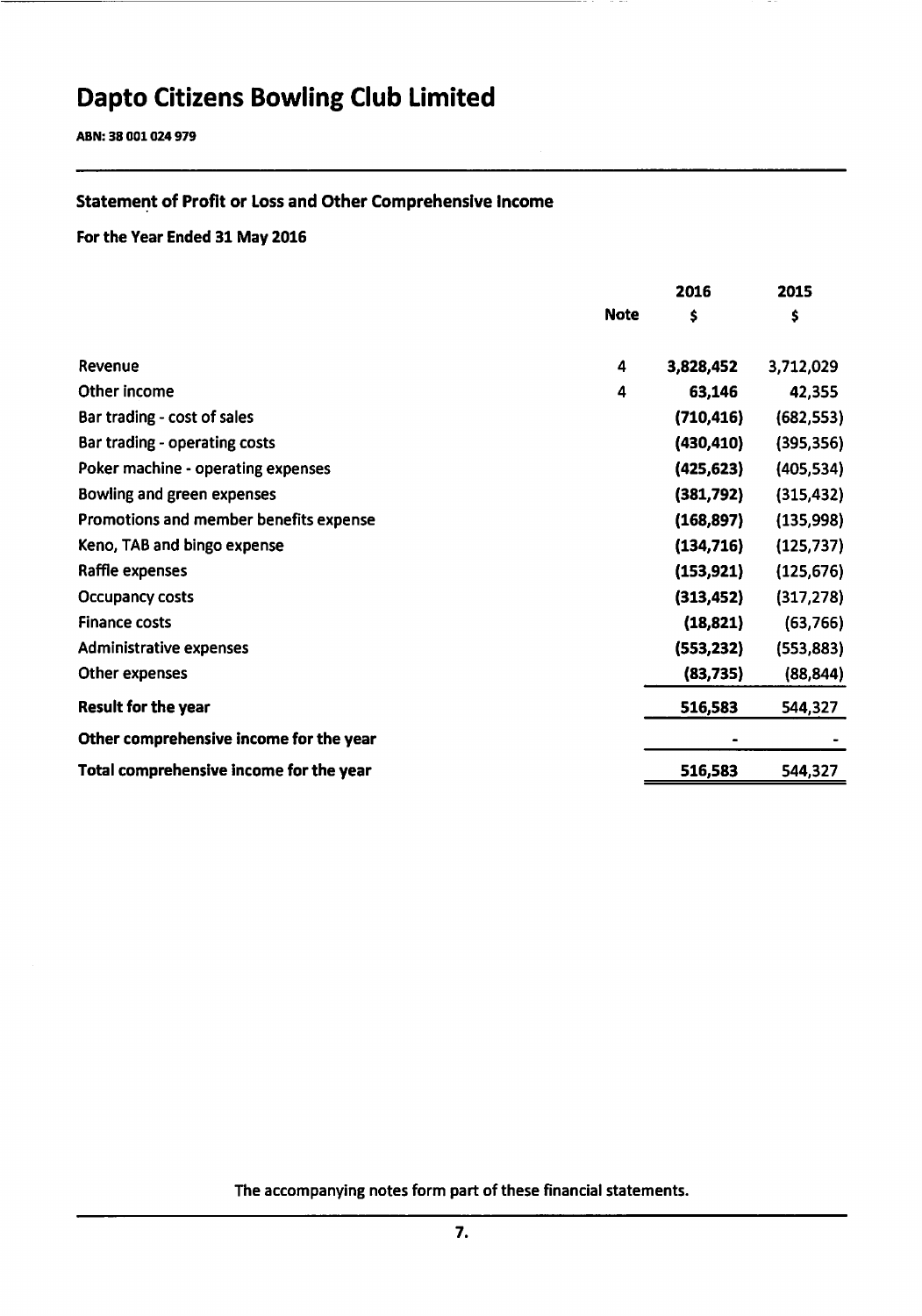# Dapto Citizens Bowling Club Limited

**ABN: 38 001 024 979**

## Statement of Profit or Loss and Other Comprehensive Income

### For the Year Ended 31 May 2016

| | Note | 2016 $ | 2015 $ |
|---|---|---|---|
| Revenue | 4 | **3,828,452** | 3,712,029 |
| Other income | 4 | **63,146** | 42,355 |
| Bar trading - cost of sales | | **(710,416)** | (682,553) |
| Bar trading - operating costs | | **(430,410)** | (395,356) |
| Poker machine - operating expenses | | **(425,623)** | (405,534) |
| Bowling and green expenses | | **(381,792)** | (315,432) |
| Promotions and member benefits expense | | **(168,897)** | (135,998) |
| Keno, TAB and bingo expense | | **(134,716)** | (125,737) |
| Raffle expenses | | **(153,921)** | (125,676) |
| Occupancy costs | | **(313,452)** | (317,278) |
| Finance costs | | **(18,821)** | (63,766) |
| Administrative expenses | | **(553,232)** | (553,883) |
| Other expenses | | **(83,735)** | (88,844) |
| **Result for the year** | | **516,583** | 544,327 |
| **Other comprehensive income for the year** | | **-** | - |
| **Total comprehensive income for the year** | | **516,583** | 544,327 |

The accompanying notes form part of these financial statements.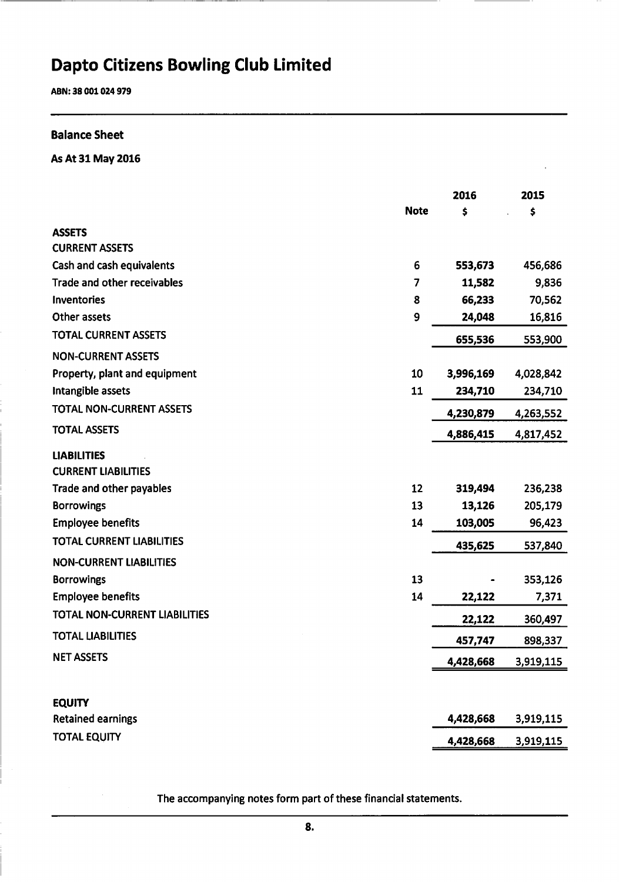# Dapto Citizens Bowling Club Limited

**ABN: 38 001 024 979**

## Balance Sheet

### As At 31 May 2016

| | Note | 2016 $ | 2015 $ |
|---|---|---|---|
| **ASSETS** | | | |
| **CURRENT ASSETS** | | | |
| Cash and cash equivalents | 6 | **553,673** | 456,686 |
| Trade and other receivables | 7 | **11,582** | 9,836 |
| Inventories | 8 | **66,233** | 70,562 |
| Other assets | 9 | **24,048** | 16,816 |
| TOTAL CURRENT ASSETS | | **655,536** | 553,900 |
| NON-CURRENT ASSETS | | | |
| Property, plant and equipment | 10 | **3,996,169** | 4,028,842 |
| Intangible assets | 11 | **234,710** | 234,710 |
| TOTAL NON-CURRENT ASSETS | | **4,230,879** | 4,263,552 |
| TOTAL ASSETS | | **4,886,415** | 4,817,452 |
| **LIABILITIES** | | | |
| **CURRENT LIABILITIES** | | | |
| Trade and other payables | 12 | **319,494** | 236,238 |
| Borrowings | 13 | **13,126** | 205,179 |
| Employee benefits | 14 | **103,005** | 96,423 |
| TOTAL CURRENT LIABILITIES | | **435,625** | 537,840 |
| NON-CURRENT LIABILITIES | | | |
| Borrowings | 13 | **-** | 353,126 |
| Employee benefits | 14 | **22,122** | 7,371 |
| TOTAL NON-CURRENT LIABILITIES | | **22,122** | 360,497 |
| TOTAL LIABILITIES | | **457,747** | 898,337 |
| NET ASSETS | | **4,428,668** | 3,919,115 |
| | | | |
| **EQUITY** | | | |
| Retained earnings | | **4,428,668** | 3,919,115 |
| TOTAL EQUITY | | **4,428,668** | 3,919,115 |

The accompanying notes form part of these financial statements.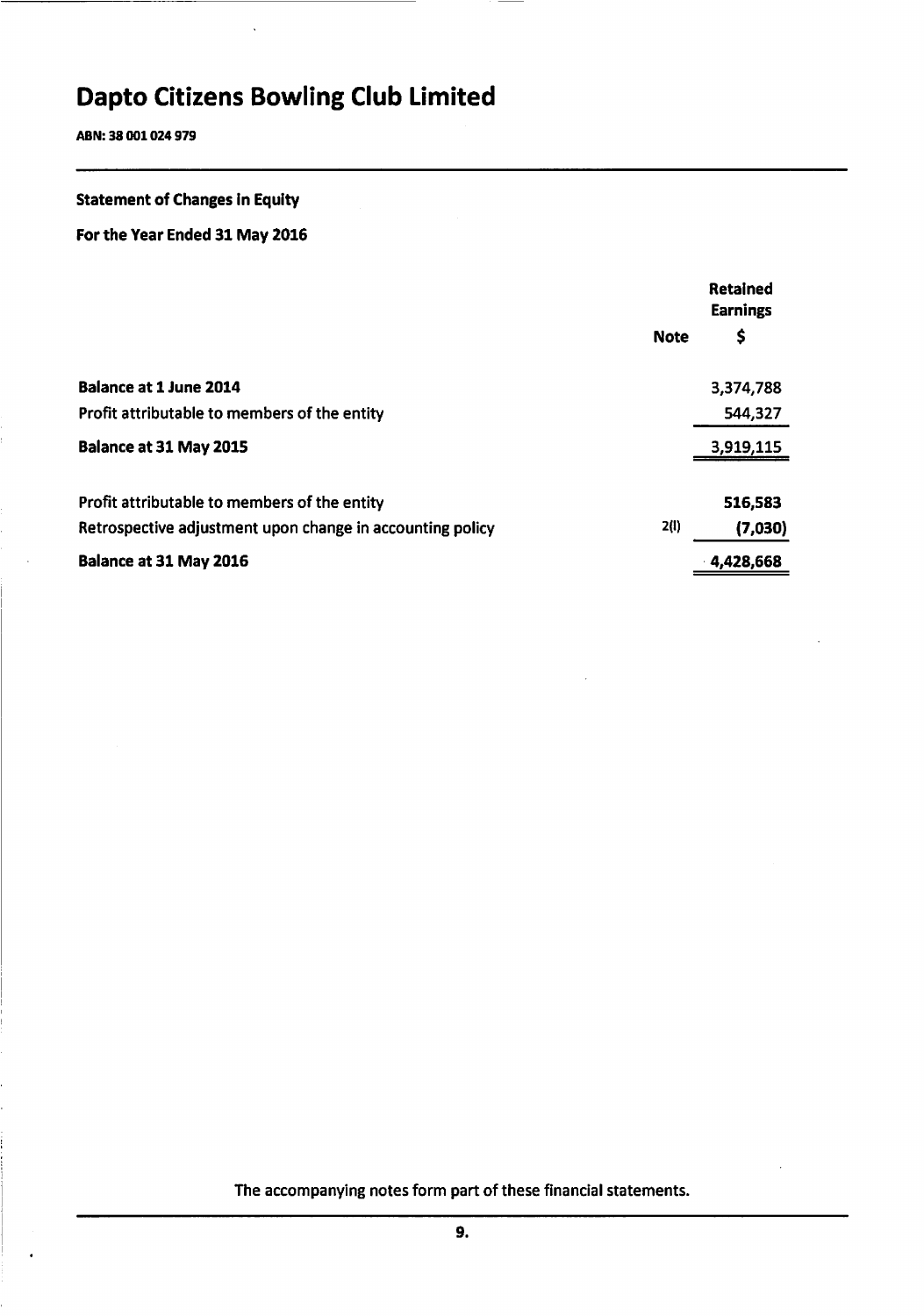# Dapto Citizens Bowling Club Limited

**ABN: 38 001 024 979**

**Statement of Changes in Equity**

**For the Year Ended 31 May 2016**

| | Note | Retained Earnings $ |
|---|---|---|
| **Balance at 1 June 2014** | | 3,374,788 |
| Profit attributable to members of the entity | | 544,327 |
| **Balance at 31 May 2015** | | 3,919,115 |
| | | |
| Profit attributable to members of the entity | | **516,583** |
| Retrospective adjustment upon change in accounting policy | 2(l) | **(7,030)** |
| **Balance at 31 May 2016** | | **4,428,668** |

The accompanying notes form part of these financial statements.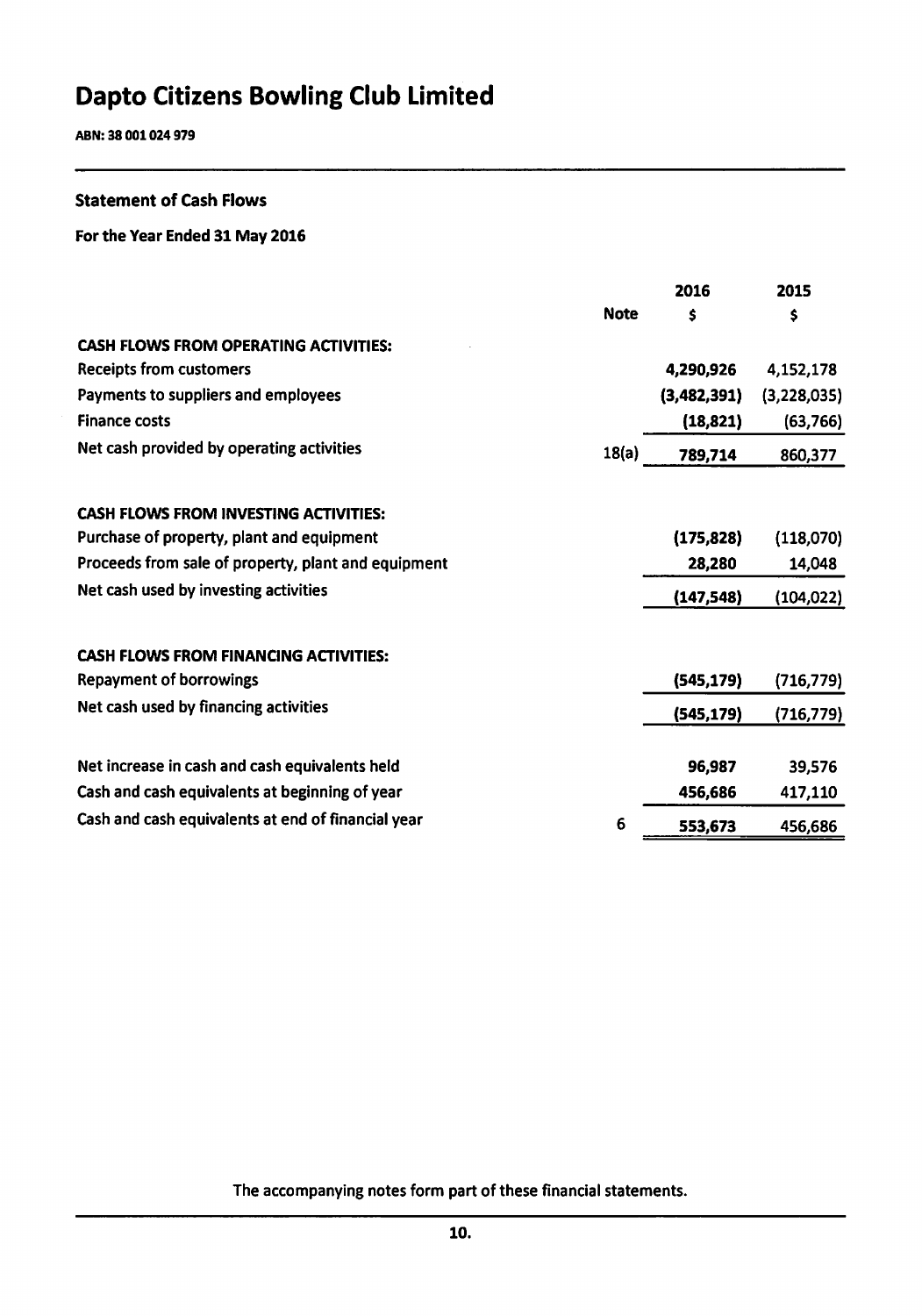# Dapto Citizens Bowling Club Limited

**ABN: 38 001 024 979**

## Statement of Cash Flows

**For the Year Ended 31 May 2016**

| | Note | 2016 $ | 2015 $ |
|---|---|---|---|
| **CASH FLOWS FROM OPERATING ACTIVITIES:** | | | |
| Receipts from customers | | **4,290,926** | 4,152,178 |
| Payments to suppliers and employees | | **(3,482,391)** | (3,228,035) |
| Finance costs | | **(18,821)** | (63,766) |
| Net cash provided by operating activities | 18(a) | **789,714** | 860,377 |
| **CASH FLOWS FROM INVESTING ACTIVITIES:** | | | |
| Purchase of property, plant and equipment | | **(175,828)** | (118,070) |
| Proceeds from sale of property, plant and equipment | | **28,280** | 14,048 |
| Net cash used by investing activities | | **(147,548)** | (104,022) |
| **CASH FLOWS FROM FINANCING ACTIVITIES:** | | | |
| Repayment of borrowings | | **(545,179)** | (716,779) |
| Net cash used by financing activities | | **(545,179)** | (716,779) |
| Net increase in cash and cash equivalents held | | **96,987** | 39,576 |
| Cash and cash equivalents at beginning of year | | **456,686** | 417,110 |
| Cash and cash equivalents at end of financial year | 6 | **553,673** | 456,686 |

The accompanying notes form part of these financial statements.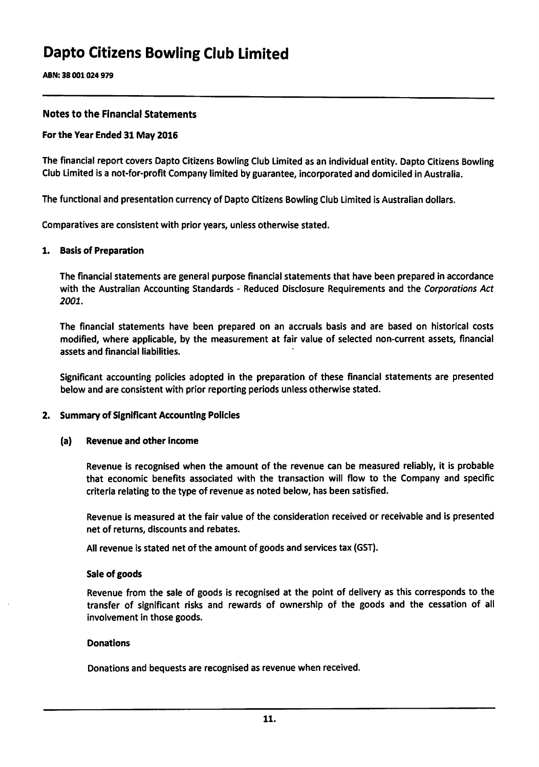# Dapto Citizens Bowling Club Limited

**ABN: 38 001 024 979**

## Notes to the Financial Statements

**For the Year Ended 31 May 2016**

The financial report covers Dapto Citizens Bowling Club Limited as an individual entity. Dapto Citizens Bowling Club Limited is a not-for-profit Company limited by guarantee, incorporated and domiciled in Australia.

The functional and presentation currency of Dapto Citizens Bowling Club Limited is Australian dollars.

Comparatives are consistent with prior years, unless otherwise stated.

### 1. Basis of Preparation

The financial statements are general purpose financial statements that have been prepared in accordance with the Australian Accounting Standards - Reduced Disclosure Requirements and the *Corporations Act 2001*.

The financial statements have been prepared on an accruals basis and are based on historical costs modified, where applicable, by the measurement at fair value of selected non-current assets, financial assets and financial liabilities.

Significant accounting policies adopted in the preparation of these financial statements are presented below and are consistent with prior reporting periods unless otherwise stated.

### 2. Summary of Significant Accounting Policies

#### (a) Revenue and other income

Revenue is recognised when the amount of the revenue can be measured reliably, it is probable that economic benefits associated with the transaction will flow to the Company and specific criteria relating to the type of revenue as noted below, has been satisfied.

Revenue is measured at the fair value of the consideration received or receivable and is presented net of returns, discounts and rebates.

All revenue is stated net of the amount of goods and services tax (GST).

**Sale of goods**

Revenue from the sale of goods is recognised at the point of delivery as this corresponds to the transfer of significant risks and rewards of ownership of the goods and the cessation of all involvement in those goods.

**Donations**

Donations and bequests are recognised as revenue when received.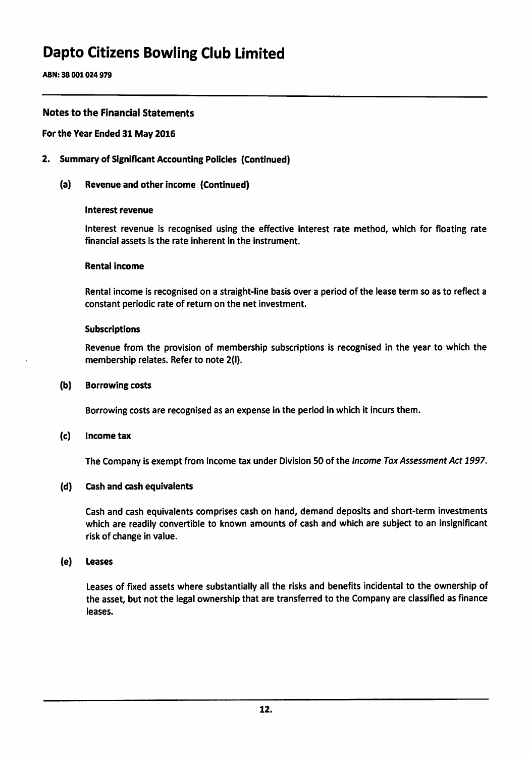# Dapto Citizens Bowling Club Limited

**ABN: 38 001 024 979**

## Notes to the Financial Statements

**For the Year Ended 31 May 2016**

### 2. Summary of Significant Accounting Policies (Continued)

#### (a) Revenue and other income (Continued)

**Interest revenue**

Interest revenue is recognised using the effective interest rate method, which for floating rate financial assets is the rate inherent in the instrument.

**Rental income**

Rental income is recognised on a straight-line basis over a period of the lease term so as to reflect a constant periodic rate of return on the net investment.

**Subscriptions**

Revenue from the provision of membership subscriptions is recognised in the year to which the membership relates. Refer to note 2(l).

#### (b) Borrowing costs

Borrowing costs are recognised as an expense in the period in which it incurs them.

#### (c) Income tax

The Company is exempt from income tax under Division 50 of the *Income Tax Assessment Act 1997*.

#### (d) Cash and cash equivalents

Cash and cash equivalents comprises cash on hand, demand deposits and short-term investments which are readily convertible to known amounts of cash and which are subject to an insignificant risk of change in value.

#### (e) Leases

Leases of fixed assets where substantially all the risks and benefits incidental to the ownership of the asset, but not the legal ownership that are transferred to the Company are classified as finance leases.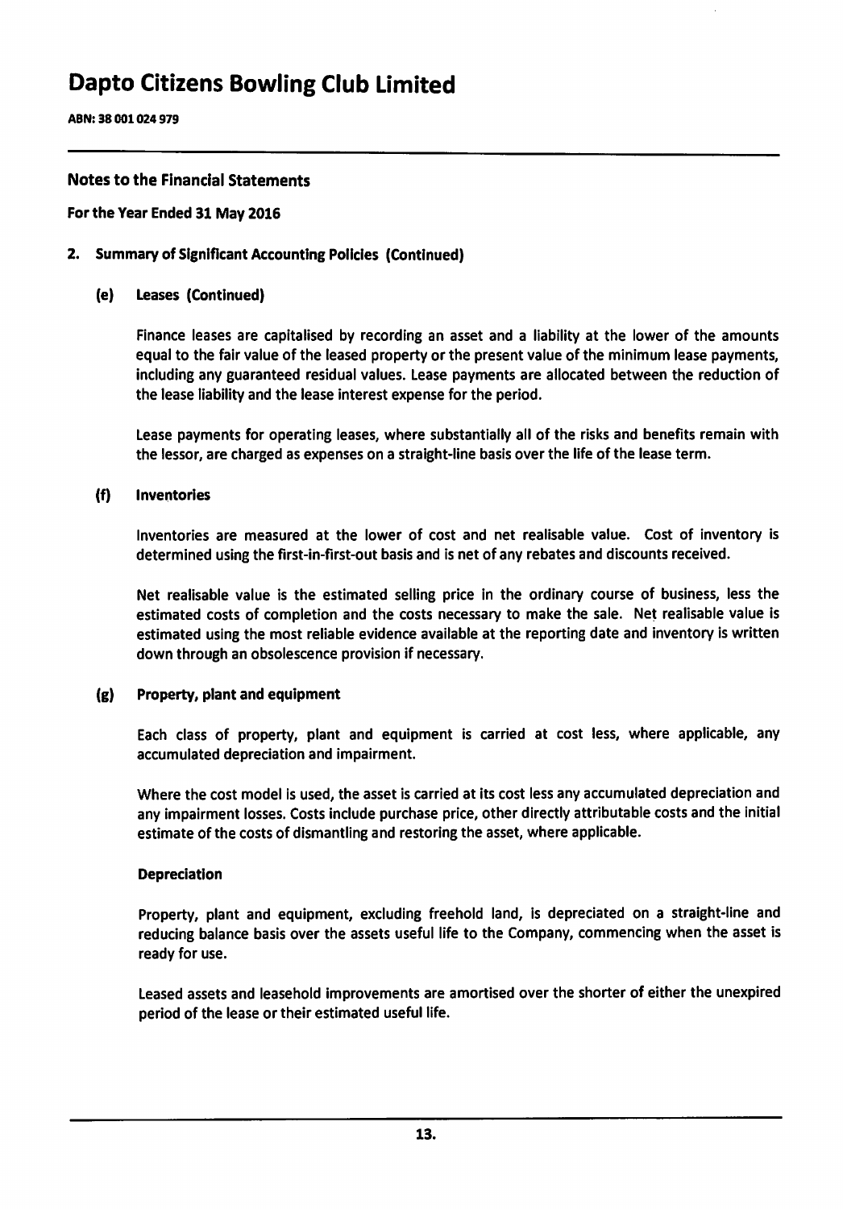# Dapto Citizens Bowling Club Limited

**ABN: 38 001 024 979**

## Notes to the Financial Statements

**For the Year Ended 31 May 2016**

### 2. Summary of Significant Accounting Policies (Continued)

#### (e) Leases (Continued)

Finance leases are capitalised by recording an asset and a liability at the lower of the amounts equal to the fair value of the leased property or the present value of the minimum lease payments, including any guaranteed residual values. Lease payments are allocated between the reduction of the lease liability and the lease interest expense for the period.

Lease payments for operating leases, where substantially all of the risks and benefits remain with the lessor, are charged as expenses on a straight-line basis over the life of the lease term.

#### (f) Inventories

Inventories are measured at the lower of cost and net realisable value. Cost of inventory is determined using the first-in-first-out basis and is net of any rebates and discounts received.

Net realisable value is the estimated selling price in the ordinary course of business, less the estimated costs of completion and the costs necessary to make the sale. Net realisable value is estimated using the most reliable evidence available at the reporting date and inventory is written down through an obsolescence provision if necessary.

#### (g) Property, plant and equipment

Each class of property, plant and equipment is carried at cost less, where applicable, any accumulated depreciation and impairment.

Where the cost model is used, the asset is carried at its cost less any accumulated depreciation and any impairment losses. Costs include purchase price, other directly attributable costs and the initial estimate of the costs of dismantling and restoring the asset, where applicable.

**Depreciation**

Property, plant and equipment, excluding freehold land, is depreciated on a straight-line and reducing balance basis over the assets useful life to the Company, commencing when the asset is ready for use.

Leased assets and leasehold improvements are amortised over the shorter of either the unexpired period of the lease or their estimated useful life.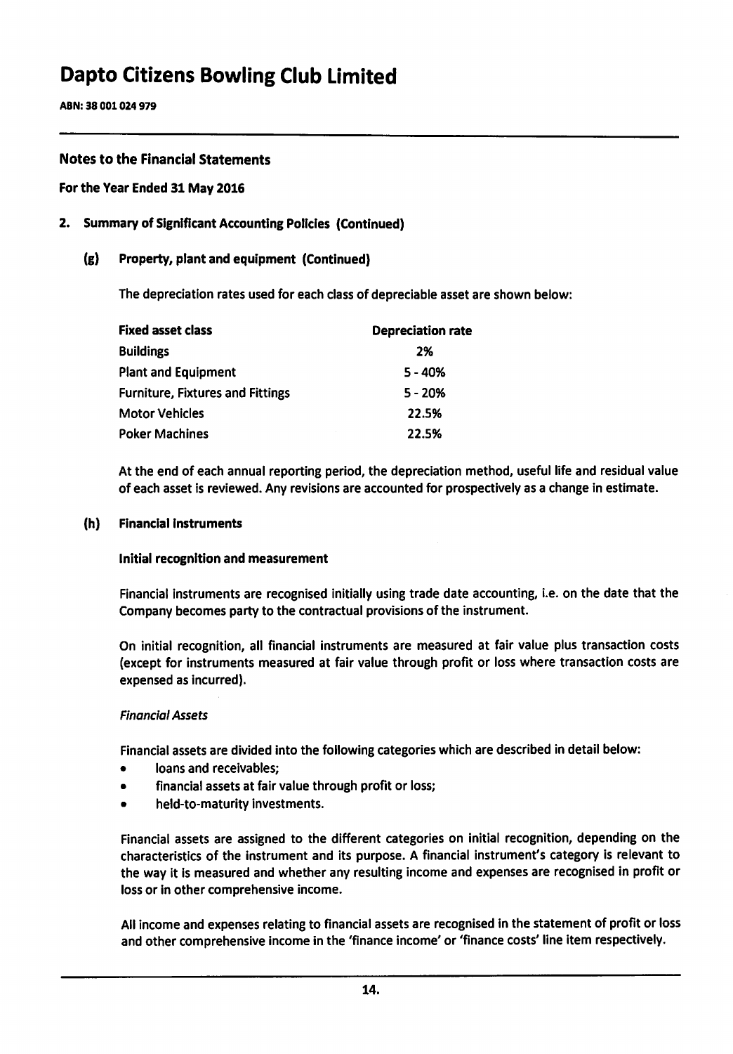# Dapto Citizens Bowling Club Limited

ABN: 38 001 024 979

## Notes to the Financial Statements

### For the Year Ended 31 May 2016

### 2. Summary of Significant Accounting Policies (Continued)

#### (g) Property, plant and equipment (Continued)

The depreciation rates used for each class of depreciable asset are shown below:

| Fixed asset class | Depreciation rate |
| --- | --- |
| Buildings | 2% |
| Plant and Equipment | 5 - 40% |
| Furniture, Fixtures and Fittings | 5 - 20% |
| Motor Vehicles | 22.5% |
| Poker Machines | 22.5% |

At the end of each annual reporting period, the depreciation method, useful life and residual value of each asset is reviewed. Any revisions are accounted for prospectively as a change in estimate.

#### (h) Financial Instruments

**Initial recognition and measurement**

Financial instruments are recognised initially using trade date accounting, i.e. on the date that the Company becomes party to the contractual provisions of the instrument.

On initial recognition, all financial instruments are measured at fair value plus transaction costs (except for instruments measured at fair value through profit or loss where transaction costs are expensed as incurred).

*Financial Assets*

Financial assets are divided into the following categories which are described in detail below:

- loans and receivables;
- financial assets at fair value through profit or loss;
- held-to-maturity investments.

Financial assets are assigned to the different categories on initial recognition, depending on the characteristics of the instrument and its purpose. A financial instrument's category is relevant to the way it is measured and whether any resulting income and expenses are recognised in profit or loss or in other comprehensive income.

All income and expenses relating to financial assets are recognised in the statement of profit or loss and other comprehensive income in the 'finance income' or 'finance costs' line item respectively.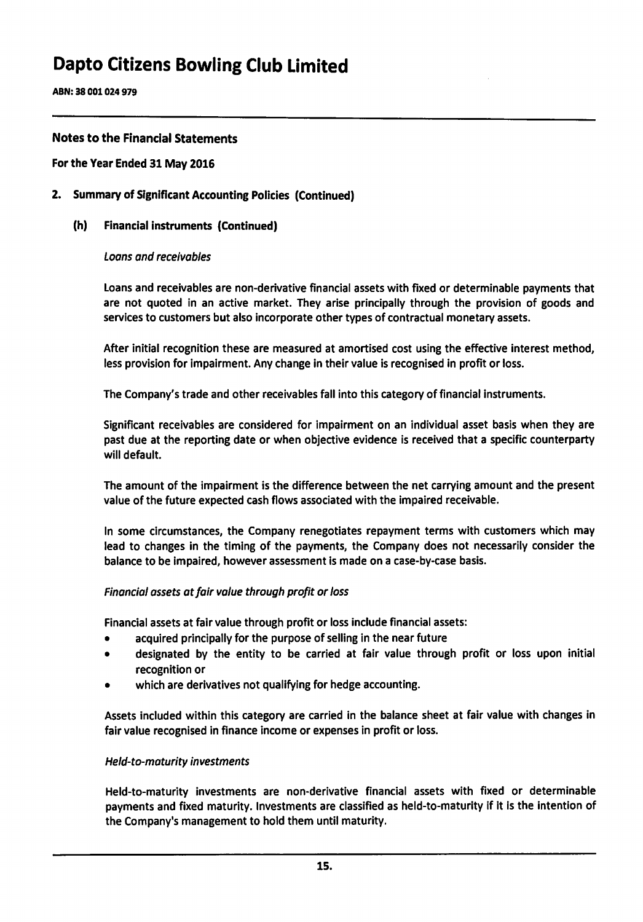# Dapto Citizens Bowling Club Limited

**ABN: 38 001 024 979**

## Notes to the Financial Statements

**For the Year Ended 31 May 2016**

### 2. Summary of Significant Accounting Policies (Continued)

#### (h) Financial instruments (Continued)

*Loans and receivables*

Loans and receivables are non-derivative financial assets with fixed or determinable payments that are not quoted in an active market. They arise principally through the provision of goods and services to customers but also incorporate other types of contractual monetary assets.

After initial recognition these are measured at amortised cost using the effective interest method, less provision for impairment. Any change in their value is recognised in profit or loss.

The Company's trade and other receivables fall into this category of financial instruments.

Significant receivables are considered for impairment on an individual asset basis when they are past due at the reporting date or when objective evidence is received that a specific counterparty will default.

The amount of the impairment is the difference between the net carrying amount and the present value of the future expected cash flows associated with the impaired receivable.

In some circumstances, the Company renegotiates repayment terms with customers which may lead to changes in the timing of the payments, the Company does not necessarily consider the balance to be impaired, however assessment is made on a case-by-case basis.

*Financial assets at fair value through profit or loss*

Financial assets at fair value through profit or loss include financial assets:

- acquired principally for the purpose of selling in the near future
- designated by the entity to be carried at fair value through profit or loss upon initial recognition or
- which are derivatives not qualifying for hedge accounting.

Assets included within this category are carried in the balance sheet at fair value with changes in fair value recognised in finance income or expenses in profit or loss.

*Held-to-maturity investments*

Held-to-maturity investments are non-derivative financial assets with fixed or determinable payments and fixed maturity. Investments are classified as held-to-maturity if it is the intention of the Company's management to hold them until maturity.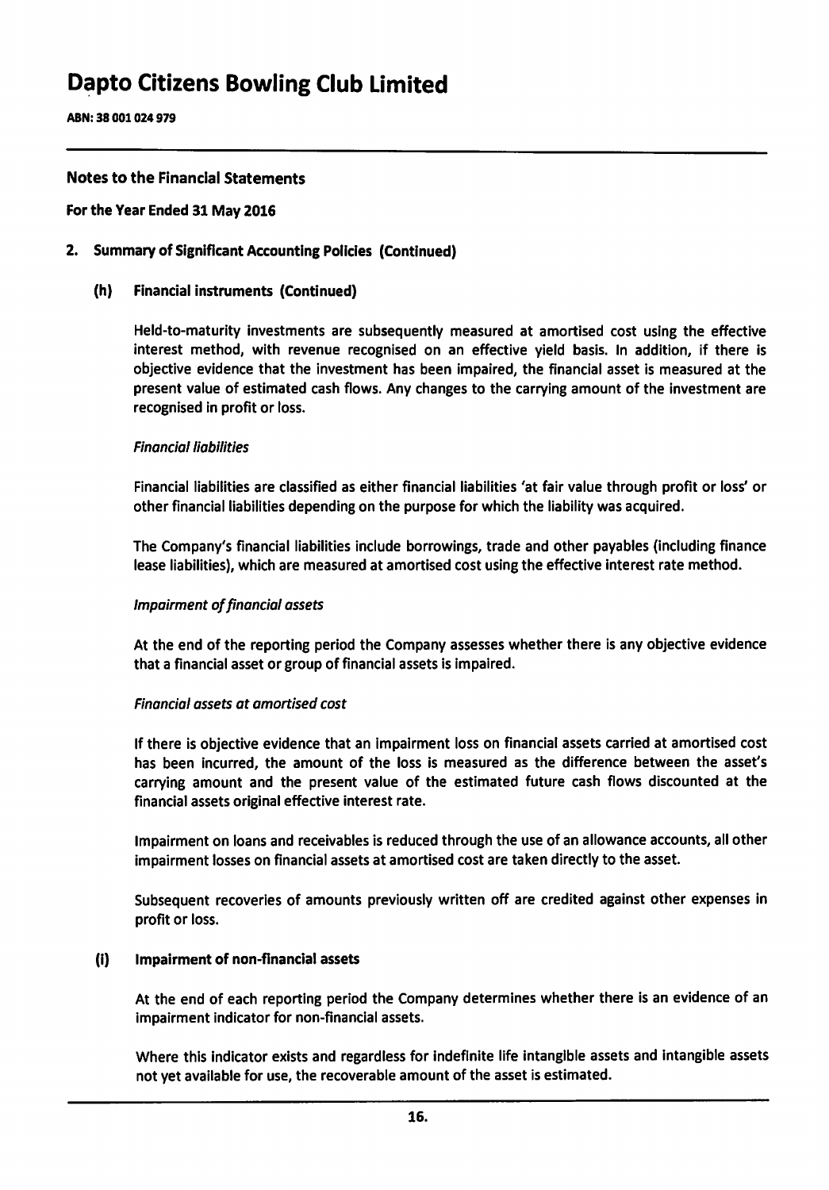# Dapto Citizens Bowling Club Limited

**ABN: 38 001 024 979**

## Notes to the Financial Statements

**For the Year Ended 31 May 2016**

### 2. Summary of Significant Accounting Policies (Continued)

#### (h) Financial instruments (Continued)

Held-to-maturity investments are subsequently measured at amortised cost using the effective interest method, with revenue recognised on an effective yield basis. In addition, if there is objective evidence that the investment has been impaired, the financial asset is measured at the present value of estimated cash flows. Any changes to the carrying amount of the investment are recognised in profit or loss.

*Financial liabilities*

Financial liabilities are classified as either financial liabilities 'at fair value through profit or loss' or other financial liabilities depending on the purpose for which the liability was acquired.

The Company's financial liabilities include borrowings, trade and other payables (including finance lease liabilities), which are measured at amortised cost using the effective interest rate method.

*Impairment of financial assets*

At the end of the reporting period the Company assesses whether there is any objective evidence that a financial asset or group of financial assets is impaired.

*Financial assets at amortised cost*

If there is objective evidence that an impairment loss on financial assets carried at amortised cost has been incurred, the amount of the loss is measured as the difference between the asset's carrying amount and the present value of the estimated future cash flows discounted at the financial assets original effective interest rate.

Impairment on loans and receivables is reduced through the use of an allowance accounts, all other impairment losses on financial assets at amortised cost are taken directly to the asset.

Subsequent recoveries of amounts previously written off are credited against other expenses in profit or loss.

#### (i) Impairment of non-financial assets

At the end of each reporting period the Company determines whether there is an evidence of an impairment indicator for non-financial assets.

Where this indicator exists and regardless for indefinite life intangible assets and intangible assets not yet available for use, the recoverable amount of the asset is estimated.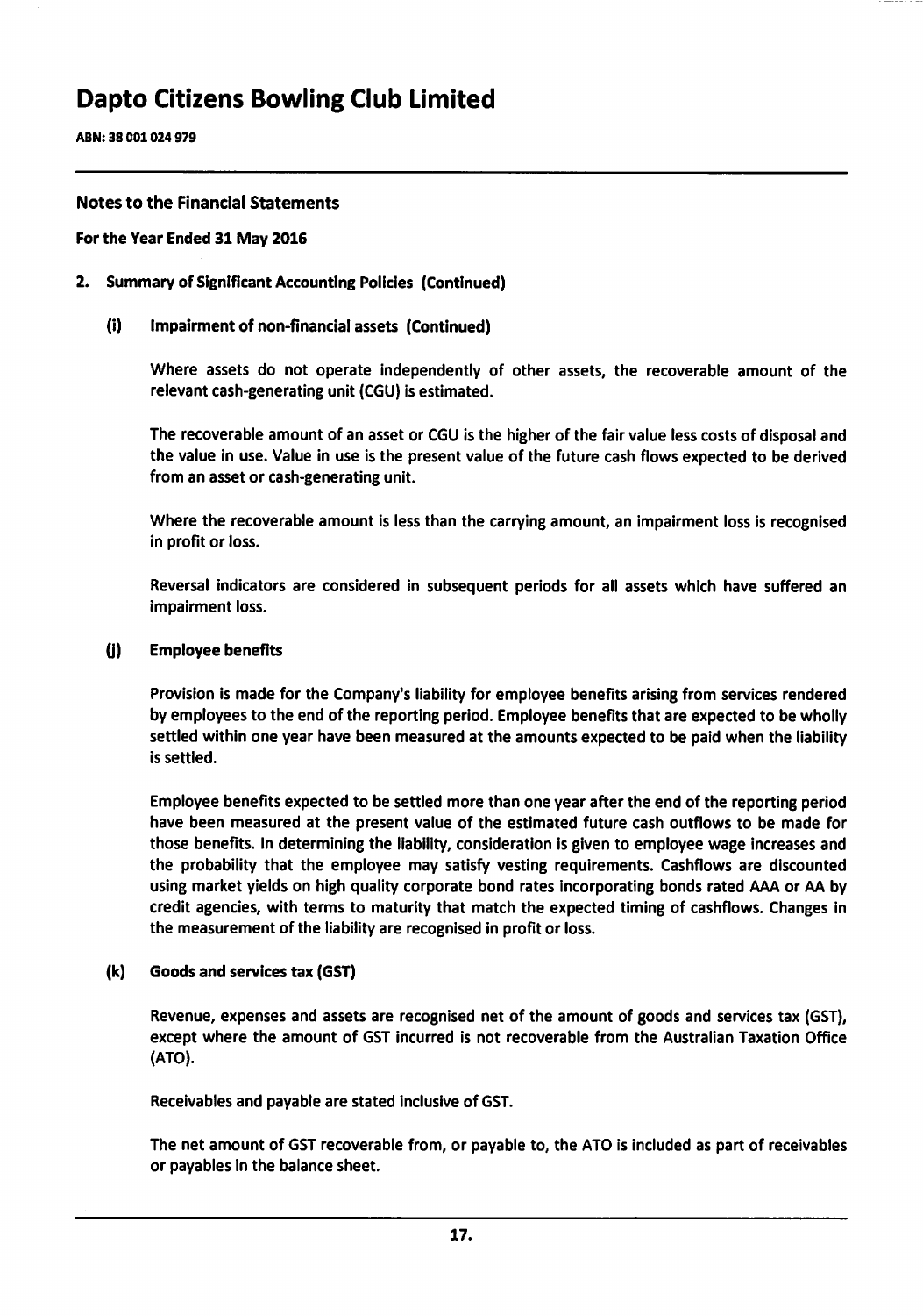# Dapto Citizens Bowling Club Limited

ABN: 38 001 024 979

## Notes to the Financial Statements

**For the Year Ended 31 May 2016**

**2. Summary of Significant Accounting Policies (Continued)**

**(i) Impairment of non-financial assets (Continued)**

Where assets do not operate independently of other assets, the recoverable amount of the relevant cash-generating unit (CGU) is estimated.

The recoverable amount of an asset or CGU is the higher of the fair value less costs of disposal and the value in use. Value in use is the present value of the future cash flows expected to be derived from an asset or cash-generating unit.

Where the recoverable amount is less than the carrying amount, an impairment loss is recognised in profit or loss.

Reversal indicators are considered in subsequent periods for all assets which have suffered an impairment loss.

**(j) Employee benefits**

Provision is made for the Company's liability for employee benefits arising from services rendered by employees to the end of the reporting period. Employee benefits that are expected to be wholly settled within one year have been measured at the amounts expected to be paid when the liability is settled.

Employee benefits expected to be settled more than one year after the end of the reporting period have been measured at the present value of the estimated future cash outflows to be made for those benefits. In determining the liability, consideration is given to employee wage increases and the probability that the employee may satisfy vesting requirements. Cashflows are discounted using market yields on high quality corporate bond rates incorporating bonds rated AAA or AA by credit agencies, with terms to maturity that match the expected timing of cashflows. Changes in the measurement of the liability are recognised in profit or loss.

**(k) Goods and services tax (GST)**

Revenue, expenses and assets are recognised net of the amount of goods and services tax (GST), except where the amount of GST incurred is not recoverable from the Australian Taxation Office (ATO).

Receivables and payable are stated inclusive of GST.

The net amount of GST recoverable from, or payable to, the ATO is included as part of receivables or payables in the balance sheet.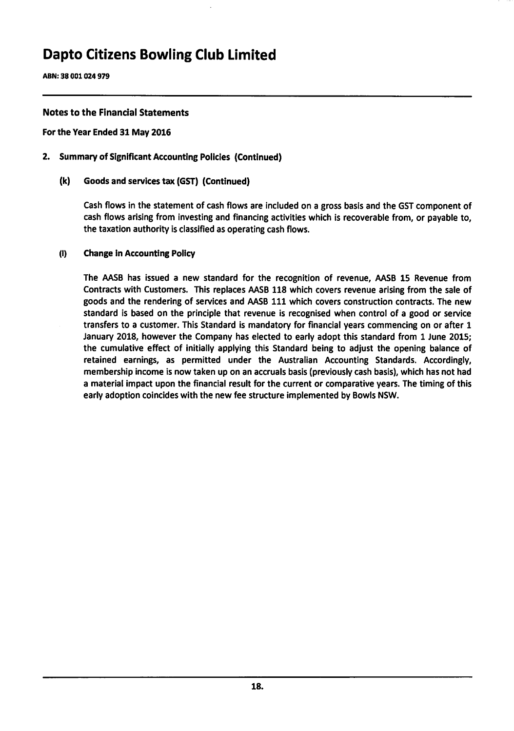# Dapto Citizens Bowling Club Limited

**ABN: 38 001 024 979**

## Notes to the Financial Statements

**For the Year Ended 31 May 2016**

### 2. Summary of Significant Accounting Policies (Continued)

#### (k) Goods and services tax (GST) (Continued)

Cash flows in the statement of cash flows are included on a gross basis and the GST component of cash flows arising from investing and financing activities which is recoverable from, or payable to, the taxation authority is classified as operating cash flows.

#### (l) Change in Accounting Policy

The AASB has issued a new standard for the recognition of revenue, AASB 15 Revenue from Contracts with Customers. This replaces AASB 118 which covers revenue arising from the sale of goods and the rendering of services and AASB 111 which covers construction contracts. The new standard is based on the principle that revenue is recognised when control of a good or service transfers to a customer. This Standard is mandatory for financial years commencing on or after 1 January 2018, however the Company has elected to early adopt this standard from 1 June 2015; the cumulative effect of initially applying this Standard being to adjust the opening balance of retained earnings, as permitted under the Australian Accounting Standards. Accordingly, membership income is now taken up on an accruals basis (previously cash basis), which has not had a material impact upon the financial result for the current or comparative years. The timing of this early adoption coincides with the new fee structure implemented by Bowls NSW.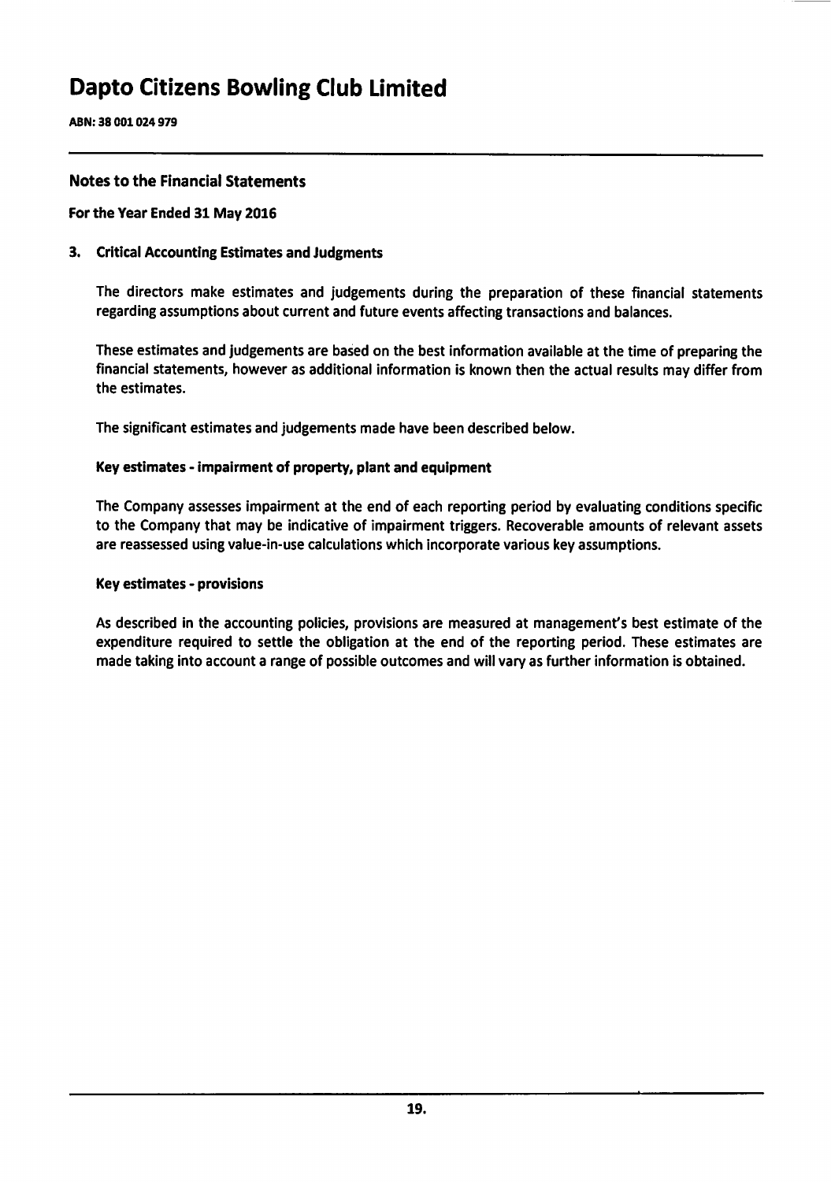# Dapto Citizens Bowling Club Limited

**ABN: 38 001 024 979**

## Notes to the Financial Statements

**For the Year Ended 31 May 2016**

### 3. Critical Accounting Estimates and Judgments

The directors make estimates and judgements during the preparation of these financial statements regarding assumptions about current and future events affecting transactions and balances.

These estimates and judgements are based on the best information available at the time of preparing the financial statements, however as additional information is known then the actual results may differ from the estimates.

The significant estimates and judgements made have been described below.

**Key estimates - impairment of property, plant and equipment**

The Company assesses impairment at the end of each reporting period by evaluating conditions specific to the Company that may be indicative of impairment triggers. Recoverable amounts of relevant assets are reassessed using value-in-use calculations which incorporate various key assumptions.

**Key estimates - provisions**

As described in the accounting policies, provisions are measured at management's best estimate of the expenditure required to settle the obligation at the end of the reporting period. These estimates are made taking into account a range of possible outcomes and will vary as further information is obtained.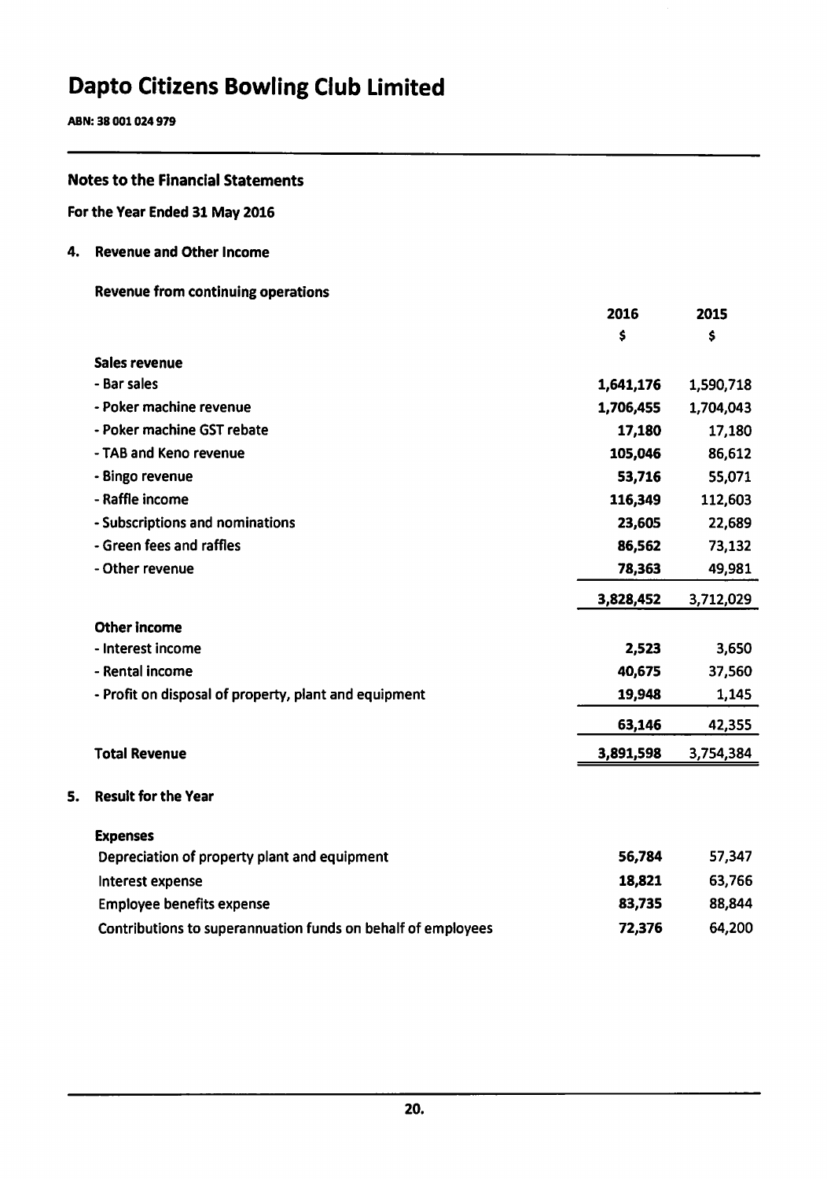# Dapto Citizens Bowling Club Limited

**ABN: 38 001 024 979**

## Notes to the Financial Statements

**For the Year Ended 31 May 2016**

### 4. Revenue and Other Income

**Revenue from continuing operations**

| | 2016 | 2015 |
|---|---|---|
| | $ | $ |
| **Sales revenue** | | |
| - Bar sales | 1,641,176 | 1,590,718 |
| - Poker machine revenue | 1,706,455 | 1,704,043 |
| - Poker machine GST rebate | 17,180 | 17,180 |
| - TAB and Keno revenue | 105,046 | 86,612 |
| - Bingo revenue | 53,716 | 55,071 |
| - Raffle income | 116,349 | 112,603 |
| - Subscriptions and nominations | 23,605 | 22,689 |
| - Green fees and raffles | 86,562 | 73,132 |
| - Other revenue | 78,363 | 49,981 |
| | 3,828,452 | 3,712,029 |
| **Other income** | | |
| - Interest income | 2,523 | 3,650 |
| - Rental income | 40,675 | 37,560 |
| - Profit on disposal of property, plant and equipment | 19,948 | 1,145 |
| | 63,146 | 42,355 |
| **Total Revenue** | 3,891,598 | 3,754,384 |

### 5. Result for the Year

| | 2016 | 2015 |
|---|---|---|
| **Expenses** | | |
| Depreciation of property plant and equipment | 56,784 | 57,347 |
| Interest expense | 18,821 | 63,766 |
| Employee benefits expense | 83,735 | 88,844 |
| Contributions to superannuation funds on behalf of employees | 72,376 | 64,200 |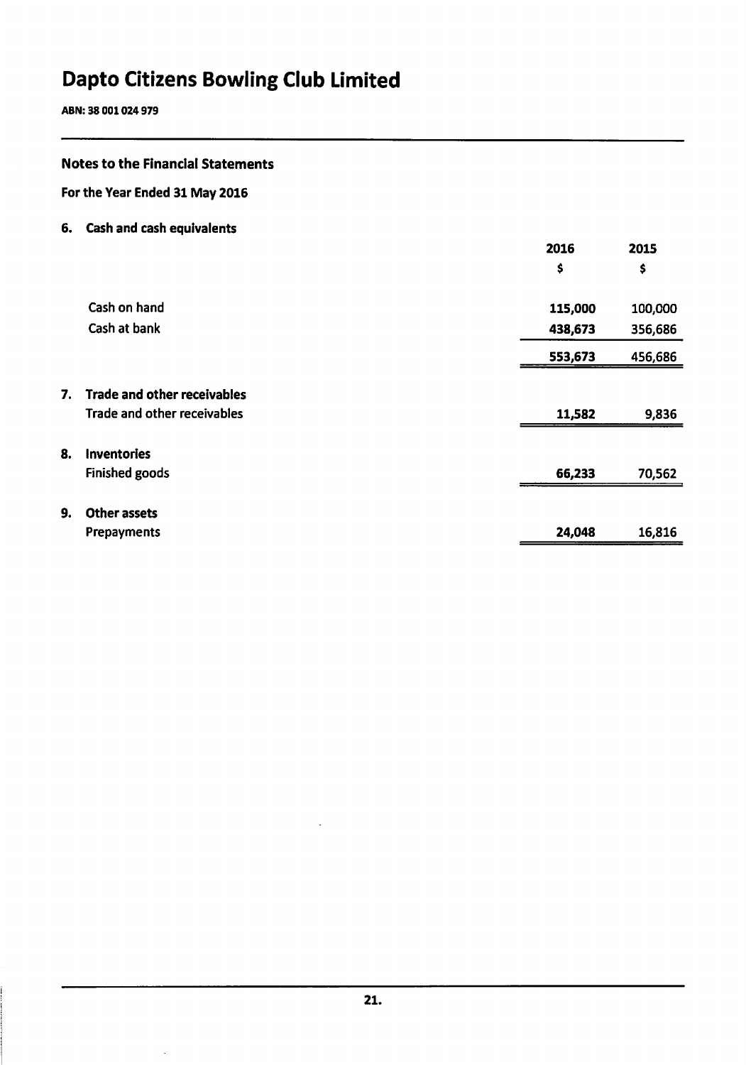# Dapto Citizens Bowling Club Limited

**ABN: 38 001 024 979**

## Notes to the Financial Statements

**For the Year Ended 31 May 2016**

### 6. Cash and cash equivalents

| | 2016 | 2015 |
|---|---|---|
| | $ | $ |
| Cash on hand | 115,000 | 100,000 |
| Cash at bank | 438,673 | 356,686 |
| | 553,673 | 456,686 |

### 7. Trade and other receivables

| | 2016 | 2015 |
|---|---|---|
| Trade and other receivables | 11,582 | 9,836 |

### 8. Inventories

| | 2016 | 2015 |
|---|---|---|
| Finished goods | 66,233 | 70,562 |

### 9. Other assets

| | 2016 | 2015 |
|---|---|---|
| Prepayments | 24,048 | 16,816 |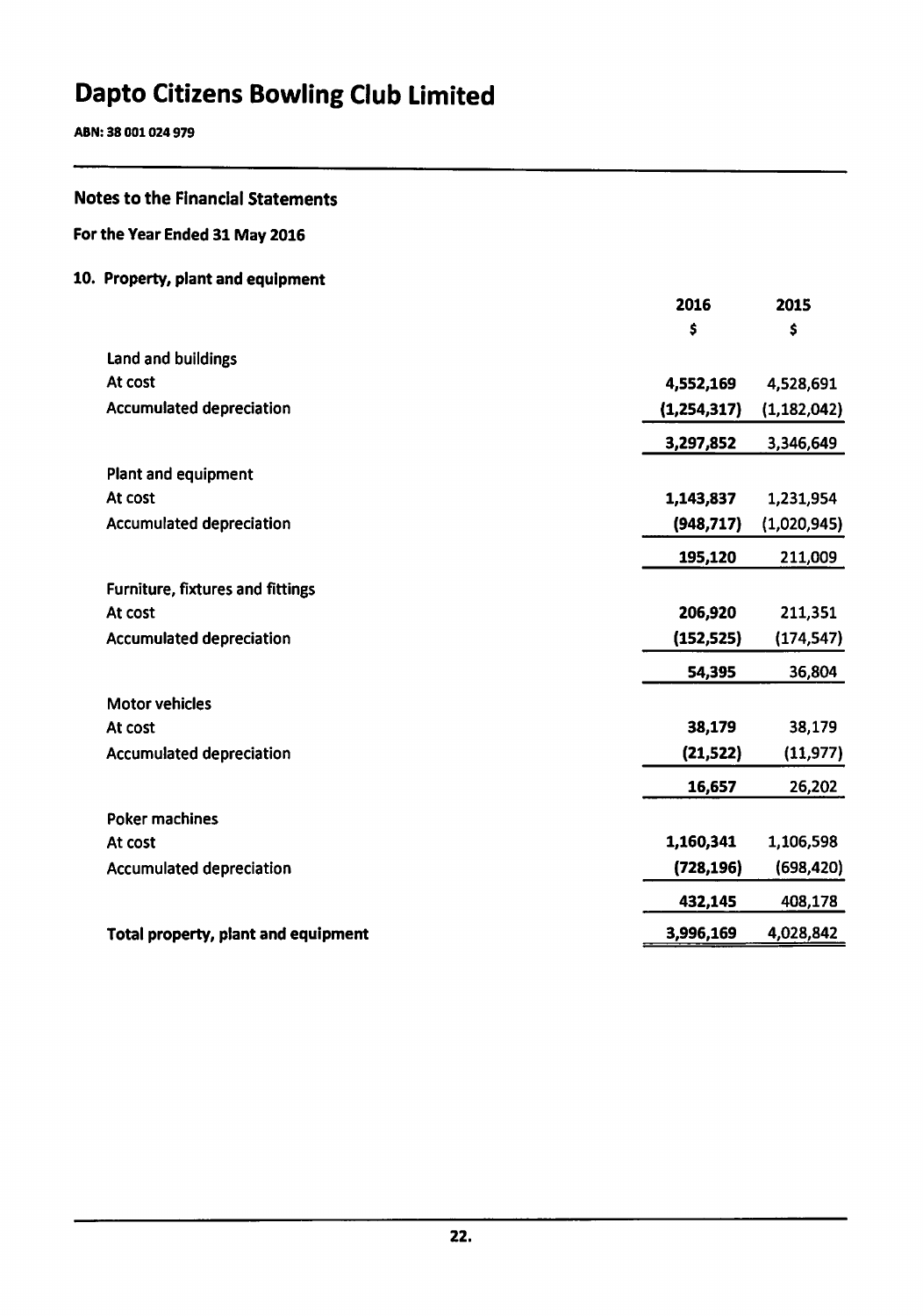# Dapto Citizens Bowling Club Limited

**ABN: 38 001 024 979**

## Notes to the Financial Statements

### For the Year Ended 31 May 2016

### 10. Property, plant and equipment

| | 2016 | 2015 |
|---|---|---|
| | $ | $ |
| Land and buildings | | |
| At cost | **4,552,169** | 4,528,691 |
| Accumulated depreciation | **(1,254,317)** | (1,182,042) |
| | **3,297,852** | 3,346,649 |
| Plant and equipment | | |
| At cost | **1,143,837** | 1,231,954 |
| Accumulated depreciation | **(948,717)** | (1,020,945) |
| | **195,120** | 211,009 |
| Furniture, fixtures and fittings | | |
| At cost | **206,920** | 211,351 |
| Accumulated depreciation | **(152,525)** | (174,547) |
| | **54,395** | 36,804 |
| Motor vehicles | | |
| At cost | **38,179** | 38,179 |
| Accumulated depreciation | **(21,522)** | (11,977) |
| | **16,657** | 26,202 |
| Poker machines | | |
| At cost | **1,160,341** | 1,106,598 |
| Accumulated depreciation | **(728,196)** | (698,420) |
| | **432,145** | 408,178 |
| **Total property, plant and equipment** | **3,996,169** | 4,028,842 |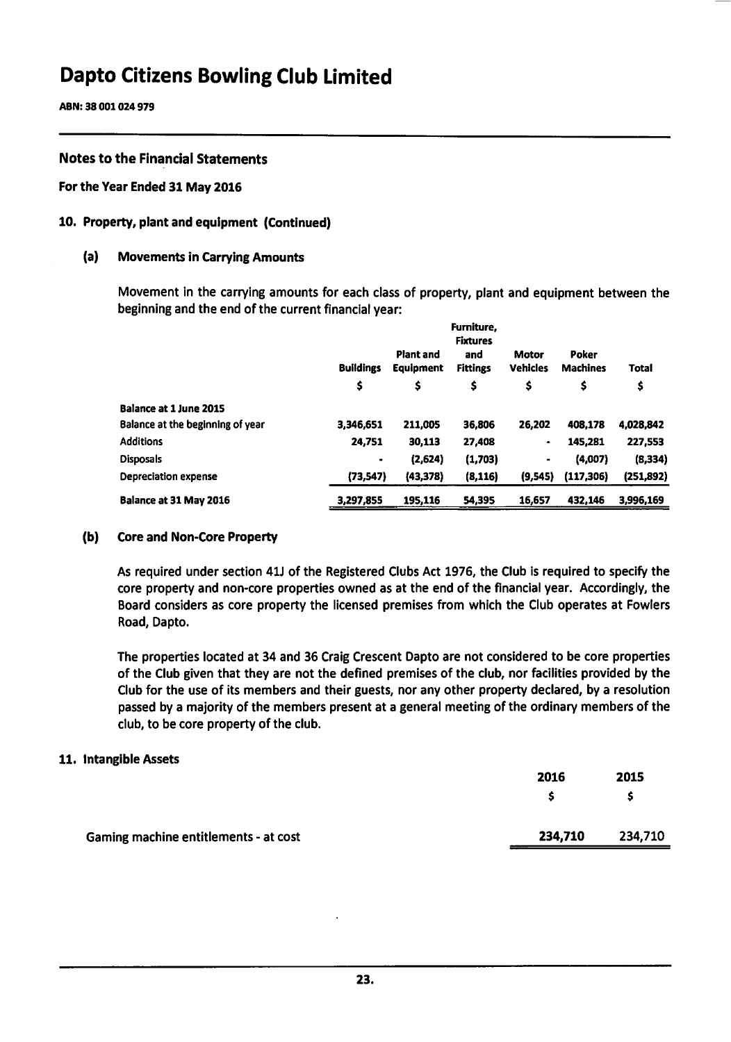# Dapto Citizens Bowling Club Limited

ABN: 38 001 024 979

## Notes to the Financial Statements

### For the Year Ended 31 May 2016

### 10. Property, plant and equipment (Continued)

#### (a) Movements in Carrying Amounts

Movement in the carrying amounts for each class of property, plant and equipment between the beginning and the end of the current financial year:

| | Buildings | Plant and Equipment | Furniture, Fixtures and Fittings | Motor Vehicles | Poker Machines | Total |
|---|---|---|---|---|---|---|
| | $ | $ | $ | $ | $ | $ |
| **Balance at 1 June 2015** | | | | | | |
| Balance at the beginning of year | 3,346,651 | 211,005 | 36,806 | 26,202 | 408,178 | 4,028,842 |
| Additions | 24,751 | 30,113 | 27,408 | - | 145,281 | 227,553 |
| Disposals | - | (2,624) | (1,703) | - | (4,007) | (8,334) |
| Depreciation expense | (73,547) | (43,378) | (8,116) | (9,545) | (117,306) | (251,892) |
| **Balance at 31 May 2016** | 3,297,855 | 195,116 | 54,395 | 16,657 | 432,146 | 3,996,169 |

#### (b) Core and Non-Core Property

As required under section 41J of the Registered Clubs Act 1976, the Club is required to specify the core property and non-core properties owned as at the end of the financial year. Accordingly, the Board considers as core property the licensed premises from which the Club operates at Fowlers Road, Dapto.

The properties located at 34 and 36 Craig Crescent Dapto are not considered to be core properties of the Club given that they are not the defined premises of the club, nor facilities provided by the Club for the use of its members and their guests, nor any other property declared, by a resolution passed by a majority of the members present at a general meeting of the ordinary members of the club, to be core property of the club.

### 11. Intangible Assets

| | 2016 | 2015 |
|---|---|---|
| | $ | $ |
| Gaming machine entitlements - at cost | 234,710 | 234,710 |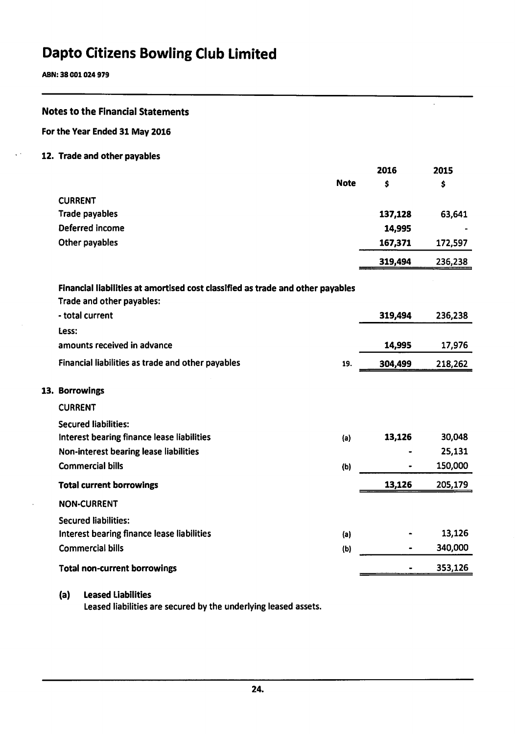# Dapto Citizens Bowling Club Limited

**ABN: 38 001 024 979**

## Notes to the Financial Statements

**For the Year Ended 31 May 2016**

### 12. Trade and other payables

| | Note | 2016 $ | 2015 $ |
|---|---|---|---|
| **CURRENT** | | | |
| Trade payables | | 137,128 | 63,641 |
| Deferred income | | 14,995 | - |
| Other payables | | 167,371 | 172,597 |
| | | 319,494 | 236,238 |

**Financial liabilities at amortised cost classified as trade and other payables**

| | Note | 2016 $ | 2015 $ |
|---|---|---|---|
| Trade and other payables: | | | |
| - total current | | 319,494 | 236,238 |
| Less: | | | |
| amounts received in advance | | 14,995 | 17,976 |
| Financial liabilities as trade and other payables | 19. | 304,499 | 218,262 |

### 13. Borrowings

| | Note | 2016 $ | 2015 $ |
|---|---|---|---|
| **CURRENT** | | | |
| Secured liabilities: | | | |
| Interest bearing finance lease liabilities | (a) | 13,126 | 30,048 |
| Non-interest bearing lease liabilities | | - | 25,131 |
| Commercial bills | (b) | - | 150,000 |
| **Total current borrowings** | | 13,126 | 205,179 |
| **NON-CURRENT** | | | |
| Secured liabilities: | | | |
| Interest bearing finance lease liabilities | (a) | - | 13,126 |
| Commercial bills | (b) | - | 340,000 |
| **Total non-current borrowings** | | - | 353,126 |

**(a) Leased Liabilities**

Leased liabilities are secured by the underlying leased assets.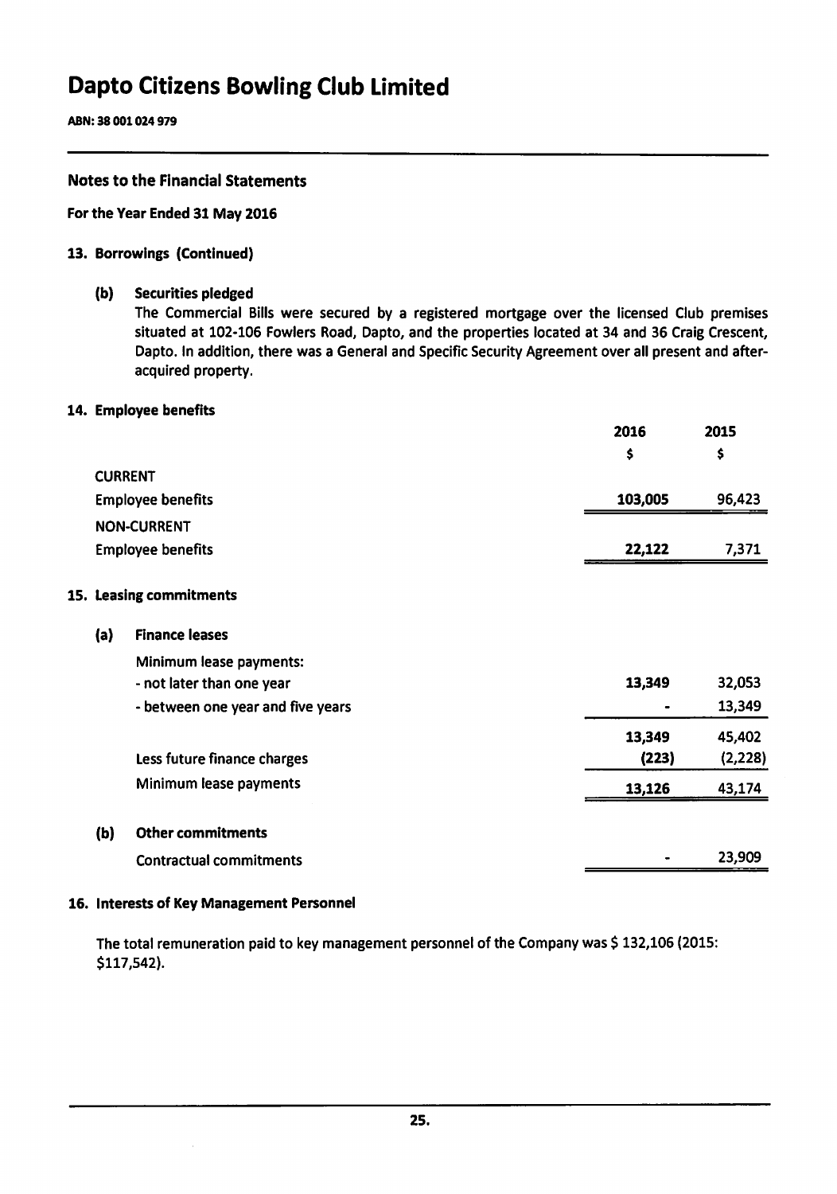# Dapto Citizens Bowling Club Limited

**ABN: 38 001 024 979**

## Notes to the Financial Statements

**For the Year Ended 31 May 2016**

### 13. Borrowings (Continued)

**(b) Securities pledged**

The Commercial Bills were secured by a registered mortgage over the licensed Club premises situated at 102-106 Fowlers Road, Dapto, and the properties located at 34 and 36 Craig Crescent, Dapto. In addition, there was a General and Specific Security Agreement over all present and after-acquired property.

### 14. Employee benefits

| | 2016 | 2015 |
|---|---|---|
| | $ | $ |
| CURRENT | | |
| Employee benefits | 103,005 | 96,423 |
| NON-CURRENT | | |
| Employee benefits | 22,122 | 7,371 |

### 15. Leasing commitments

**(a) Finance leases**

| | 2016 | 2015 |
|---|---|---|
| Minimum lease payments: | | |
| - not later than one year | 13,349 | 32,053 |
| - between one year and five years | - | 13,349 |
| | 13,349 | 45,402 |
| Less future finance charges | (223) | (2,228) |
| Minimum lease payments | 13,126 | 43,174 |

**(b) Other commitments**

| | 2016 | 2015 |
|---|---|---|
| Contractual commitments | - | 23,909 |

### 16. Interests of Key Management Personnel

The total remuneration paid to key management personnel of the Company was $ 132,106 (2015: $117,542).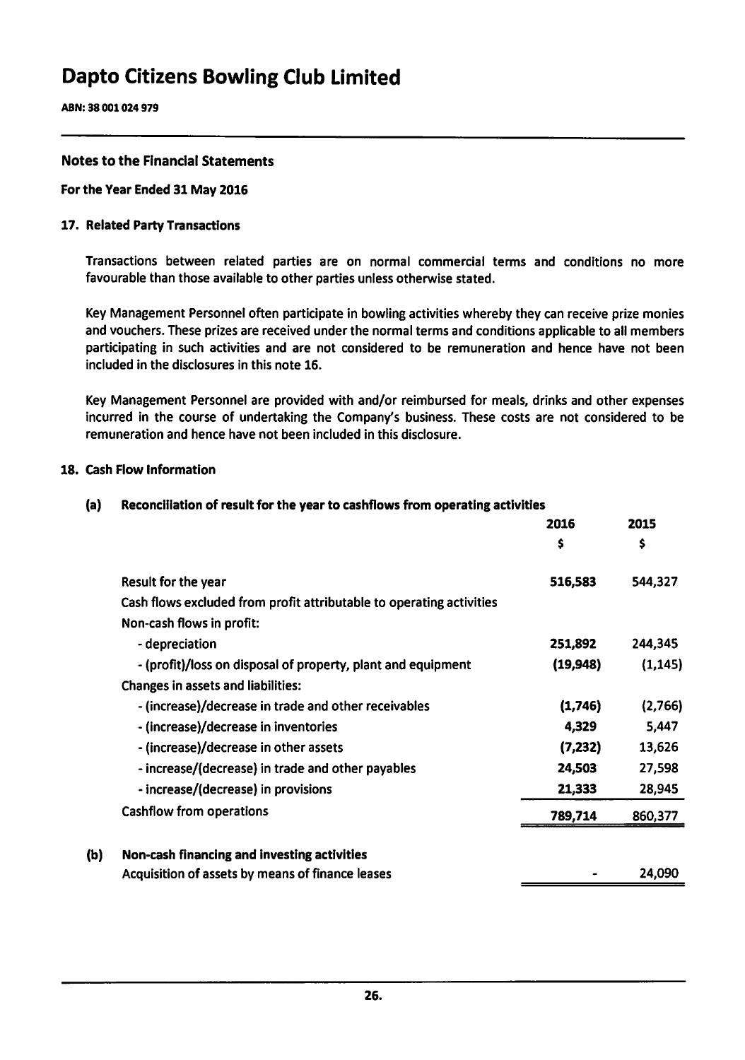# Dapto Citizens Bowling Club Limited

**ABN: 38 001 024 979**

## Notes to the Financial Statements

**For the Year Ended 31 May 2016**

### 17. Related Party Transactions

Transactions between related parties are on normal commercial terms and conditions no more favourable than those available to other parties unless otherwise stated.

Key Management Personnel often participate in bowling activities whereby they can receive prize monies and vouchers. These prizes are received under the normal terms and conditions applicable to all members participating in such activities and are not considered to be remuneration and hence have not been included in the disclosures in this note 16.

Key Management Personnel are provided with and/or reimbursed for meals, drinks and other expenses incurred in the course of undertaking the Company's business. These costs are not considered to be remuneration and hence have not been included in this disclosure.

### 18. Cash Flow Information

**(a) Reconciliation of result for the year to cashflows from operating activities**

| | 2016 | 2015 |
|---|---|---|
| | $ | $ |
| Result for the year | **516,583** | 544,327 |
| Cash flows excluded from profit attributable to operating activities | | |
| Non-cash flows in profit: | | |
| - depreciation | **251,892** | 244,345 |
| - (profit)/loss on disposal of property, plant and equipment | **(19,948)** | (1,145) |
| Changes in assets and liabilities: | | |
| - (increase)/decrease in trade and other receivables | **(1,746)** | (2,766) |
| - (increase)/decrease in inventories | **4,329** | 5,447 |
| - (increase)/decrease in other assets | **(7,232)** | 13,626 |
| - increase/(decrease) in trade and other payables | **24,503** | 27,598 |
| - increase/(decrease) in provisions | **21,333** | 28,945 |
| Cashflow from operations | **789,714** | 860,377 |

**(b) Non-cash financing and investing activities**

| | 2016 | 2015 |
|---|---|---|
| Acquisition of assets by means of finance leases | - | 24,090 |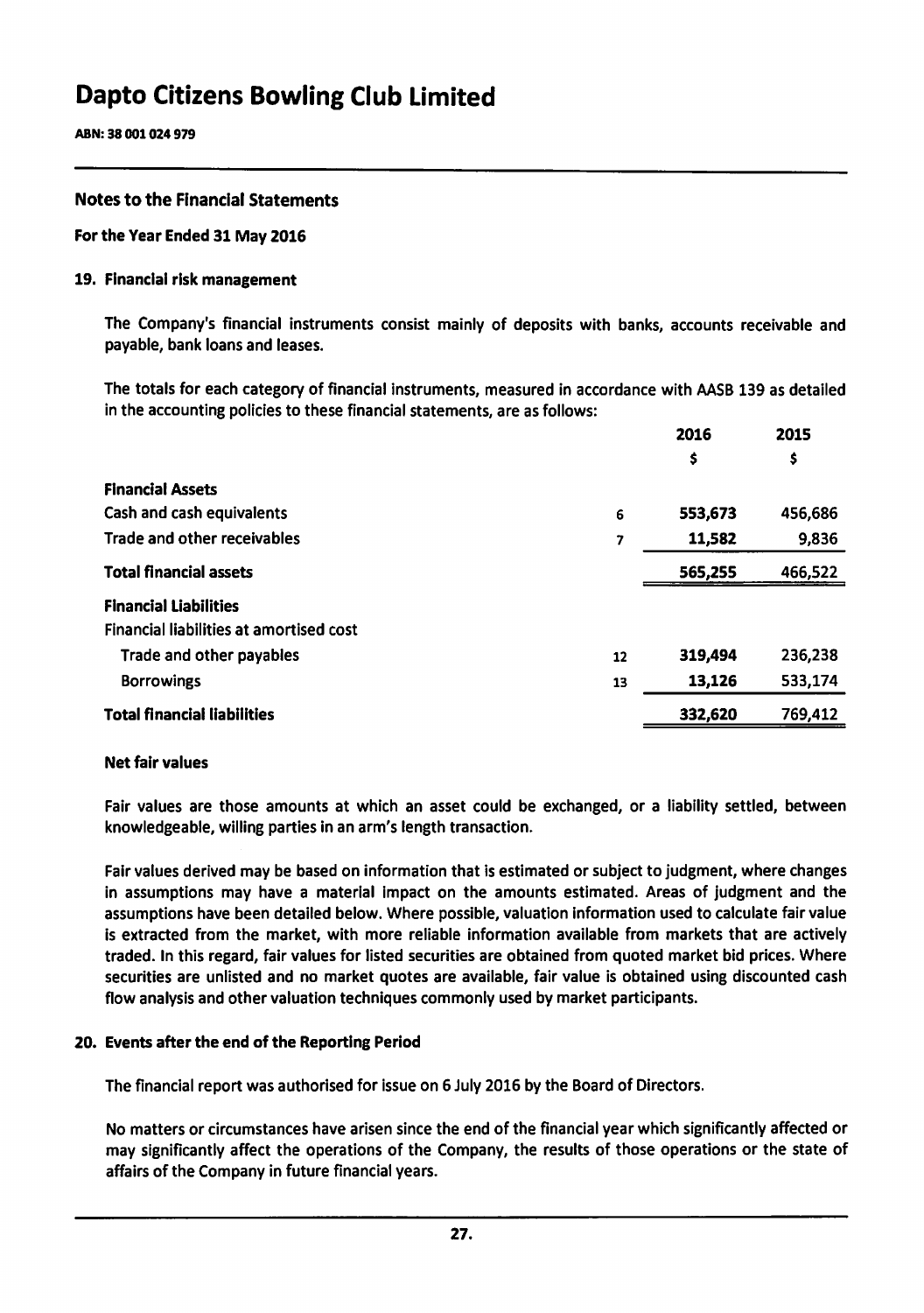# Dapto Citizens Bowling Club Limited

**ABN: 38 001 024 979**

## Notes to the Financial Statements

**For the Year Ended 31 May 2016**

### 19. Financial risk management

The Company's financial instruments consist mainly of deposits with banks, accounts receivable and payable, bank loans and leases.

The totals for each category of financial instruments, measured in accordance with AASB 139 as detailed in the accounting policies to these financial statements, are as follows:

| | | 2016 | 2015 |
|---|---|---|---|
| | | $ | $ |
| **Financial Assets** | | | |
| Cash and cash equivalents | 6 | **553,673** | 456,686 |
| Trade and other receivables | 7 | **11,582** | 9,836 |
| **Total financial assets** | | **565,255** | 466,522 |
| **Financial Liabilities** | | | |
| Financial liabilities at amortised cost | | | |
| Trade and other payables | 12 | **319,494** | 236,238 |
| Borrowings | 13 | **13,126** | 533,174 |
| **Total financial liabilities** | | **332,620** | 769,412 |

#### Net fair values

Fair values are those amounts at which an asset could be exchanged, or a liability settled, between knowledgeable, willing parties in an arm's length transaction.

Fair values derived may be based on information that is estimated or subject to judgment, where changes in assumptions may have a material impact on the amounts estimated. Areas of judgment and the assumptions have been detailed below. Where possible, valuation information used to calculate fair value is extracted from the market, with more reliable information available from markets that are actively traded. In this regard, fair values for listed securities are obtained from quoted market bid prices. Where securities are unlisted and no market quotes are available, fair value is obtained using discounted cash flow analysis and other valuation techniques commonly used by market participants.

### 20. Events after the end of the Reporting Period

The financial report was authorised for issue on 6 July 2016 by the Board of Directors.

No matters or circumstances have arisen since the end of the financial year which significantly affected or may significantly affect the operations of the Company, the results of those operations or the state of affairs of the Company in future financial years.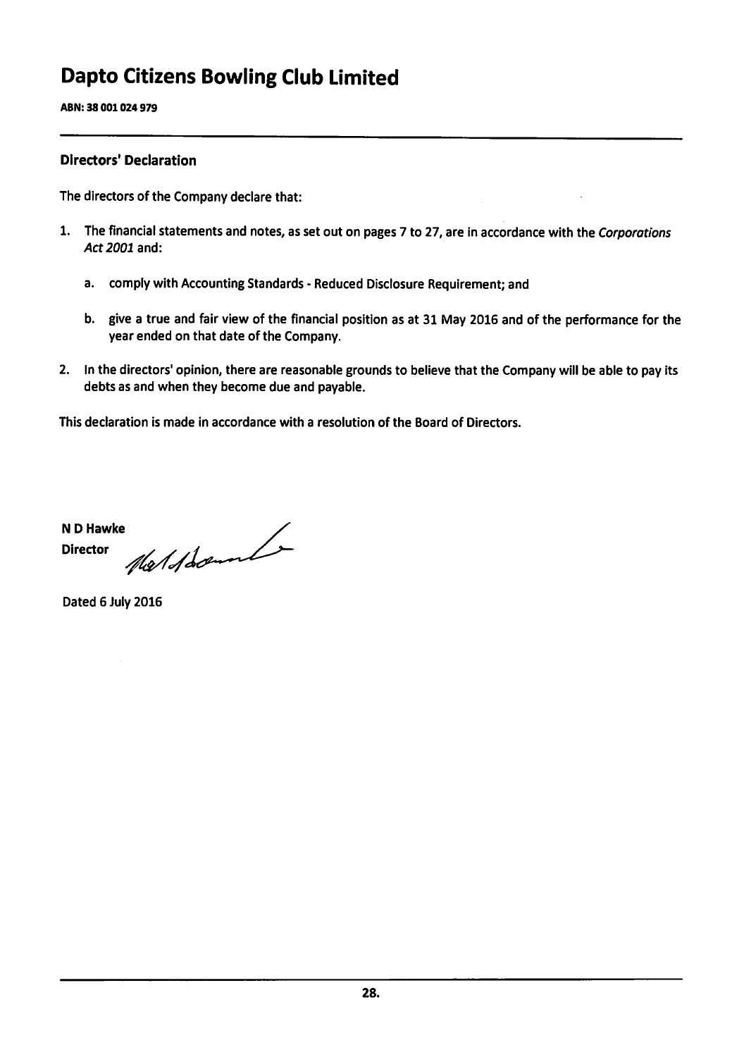# Dapto Citizens Bowling Club Limited

**ABN: 38 001 024 979**

## Directors' Declaration

The directors of the Company declare that:

1. The financial statements and notes, as set out on pages 7 to 27, are in accordance with the *Corporations Act 2001* and:

   a. comply with Accounting Standards - Reduced Disclosure Requirement; and

   b. give a true and fair view of the financial position as at 31 May 2016 and of the performance for the year ended on that date of the Company.

2. In the directors' opinion, there are reasonable grounds to believe that the Company will be able to pay its debts as and when they become due and payable.

This declaration is made in accordance with a resolution of the Board of Directors.

**N D Hawke**
**Director**

Dated 6 July 2016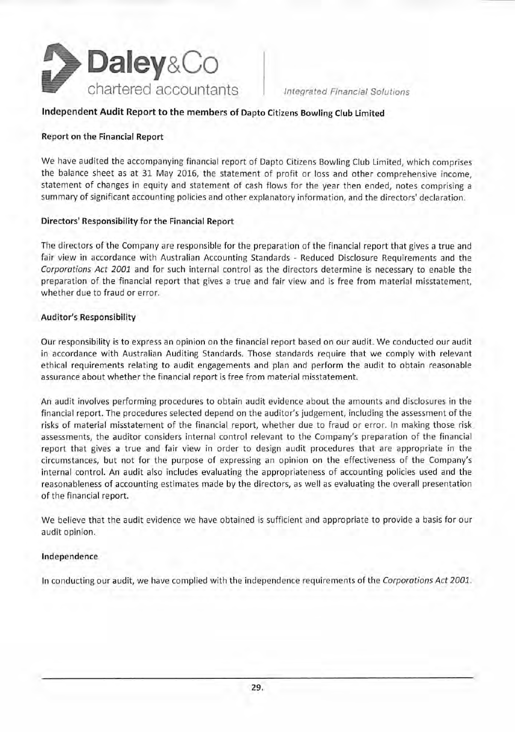**Daley**&Co
chartered accountants

*Integrated Financial Solutions*

## Independent Audit Report to the members of Dapto Citizens Bowling Club Limited

### Report on the Financial Report

We have audited the accompanying financial report of Dapto Citizens Bowling Club Limited, which comprises the balance sheet as at 31 May 2016, the statement of profit or loss and other comprehensive income, statement of changes in equity and statement of cash flows for the year then ended, notes comprising a summary of significant accounting policies and other explanatory information, and the directors' declaration.

### Directors' Responsibility for the Financial Report

The directors of the Company are responsible for the preparation of the financial report that gives a true and fair view in accordance with Australian Accounting Standards - Reduced Disclosure Requirements and the *Corporations Act 2001* and for such internal control as the directors determine is necessary to enable the preparation of the financial report that gives a true and fair view and is free from material misstatement, whether due to fraud or error.

### Auditor's Responsibility

Our responsibility is to express an opinion on the financial report based on our audit. We conducted our audit in accordance with Australian Auditing Standards. Those standards require that we comply with relevant ethical requirements relating to audit engagements and plan and perform the audit to obtain reasonable assurance about whether the financial report is free from material misstatement.

An audit involves performing procedures to obtain audit evidence about the amounts and disclosures in the financial report. The procedures selected depend on the auditor's judgement, including the assessment of the risks of material misstatement of the financial report, whether due to fraud or error. In making those risk assessments, the auditor considers internal control relevant to the Company's preparation of the financial report that gives a true and fair view in order to design audit procedures that are appropriate in the circumstances, but not for the purpose of expressing an opinion on the effectiveness of the Company's internal control. An audit also includes evaluating the appropriateness of accounting policies used and the reasonableness of accounting estimates made by the directors, as well as evaluating the overall presentation of the financial report.

We believe that the audit evidence we have obtained is sufficient and appropriate to provide a basis for our audit opinion.

### Independence

In conducting our audit, we have complied with the independence requirements of the *Corporations Act 2001*.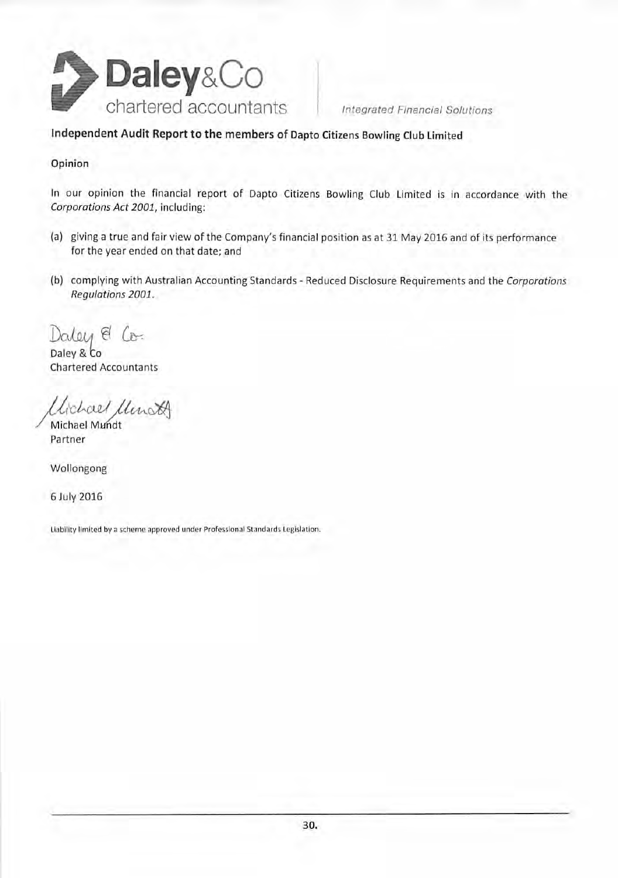**Daley&Co**
chartered accountants

*Integrated Financial Solutions*

## Independent Audit Report to the members of Dapto Citizens Bowling Club Limited

### Opinion

In our opinion the financial report of Dapto Citizens Bowling Club Limited is in accordance with the *Corporations Act 2001*, including:

(a) giving a true and fair view of the Company's financial position as at 31 May 2016 and of its performance for the year ended on that date; and

(b) complying with Australian Accounting Standards - Reduced Disclosure Requirements and the *Corporations Regulations 2001*.

Daley & Co
Chartered Accountants

Michael Mundt
Partner

Wollongong

6 July 2016

Liability limited by a scheme approved under Professional Standards Legislation.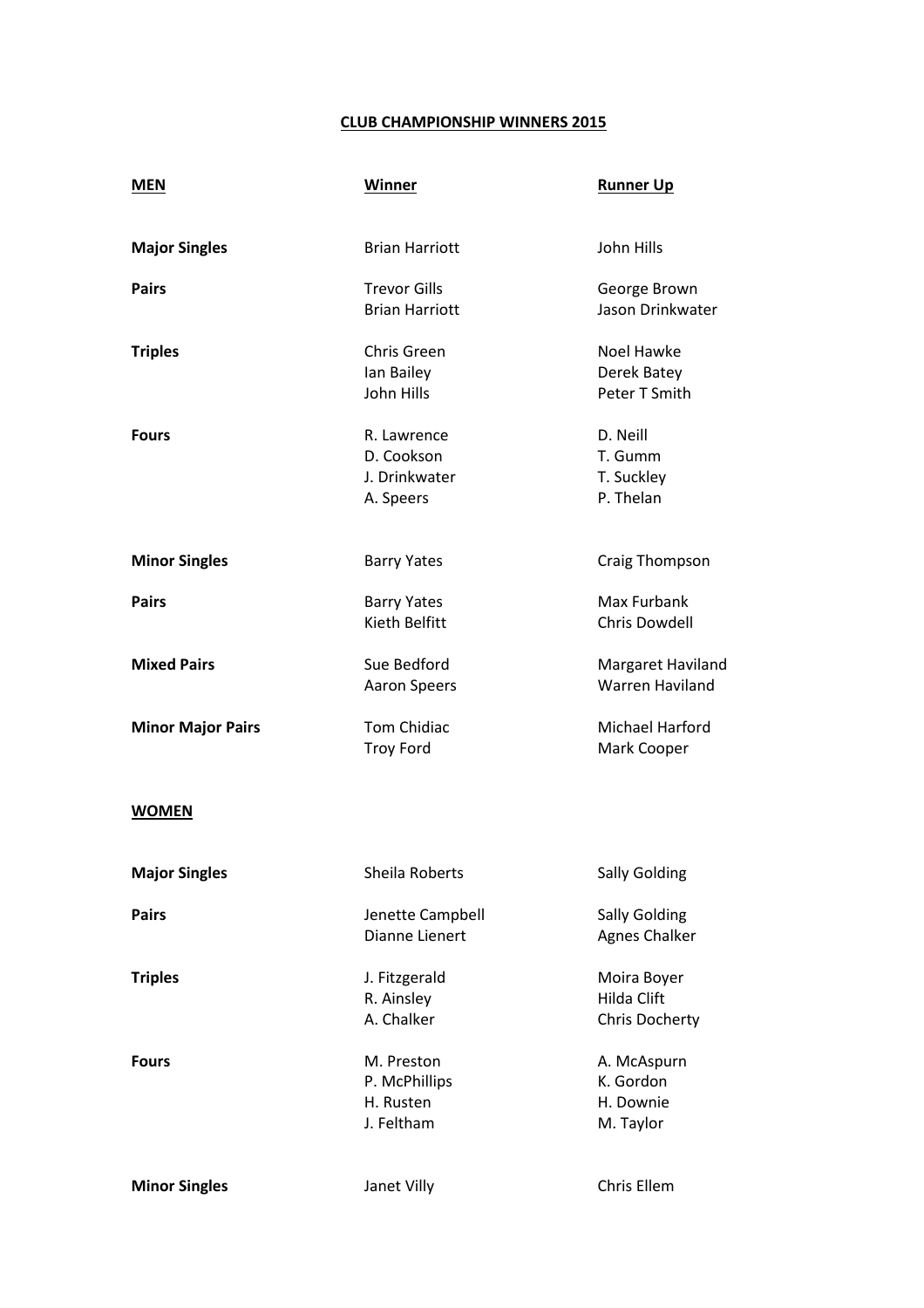# CLUB CHAMPIONSHIP WINNERS 2015

| MEN | Winner | Runner Up |
| --- | --- | --- |
| **Major Singles** | Brian Harriott | John Hills |
| **Pairs** | Trevor Gills<br>Brian Harriott | George Brown<br>Jason Drinkwater |
| **Triples** | Chris Green<br>Ian Bailey<br>John Hills | Noel Hawke<br>Derek Batey<br>Peter T Smith |
| **Fours** | R. Lawrence<br>D. Cookson<br>J. Drinkwater<br>A. Speers | D. Neill<br>T. Gumm<br>T. Suckley<br>P. Thelan |
| **Minor Singles** | Barry Yates | Craig Thompson |
| **Pairs** | Barry Yates<br>Kieth Belfitt | Max Furbank<br>Chris Dowdell |
| **Mixed Pairs** | Sue Bedford<br>Aaron Speers | Margaret Haviland<br>Warren Haviland |
| **Minor Major Pairs** | Tom Chidiac<br>Troy Ford | Michael Harford<br>Mark Cooper |

## WOMEN

| | | |
| --- | --- | --- |
| **Major Singles** | Sheila Roberts | Sally Golding |
| **Pairs** | Jenette Campbell<br>Dianne Lienert | Sally Golding<br>Agnes Chalker |
| **Triples** | J. Fitzgerald<br>R. Ainsley<br>A. Chalker | Moira Boyer<br>Hilda Clift<br>Chris Docherty |
| **Fours** | M. Preston<br>P. McPhillips<br>H. Rusten<br>J. Feltham | A. McAspurn<br>K. Gordon<br>H. Downie<br>M. Taylor |
| **Minor Singles** | Janet Villy | Chris Ellem |